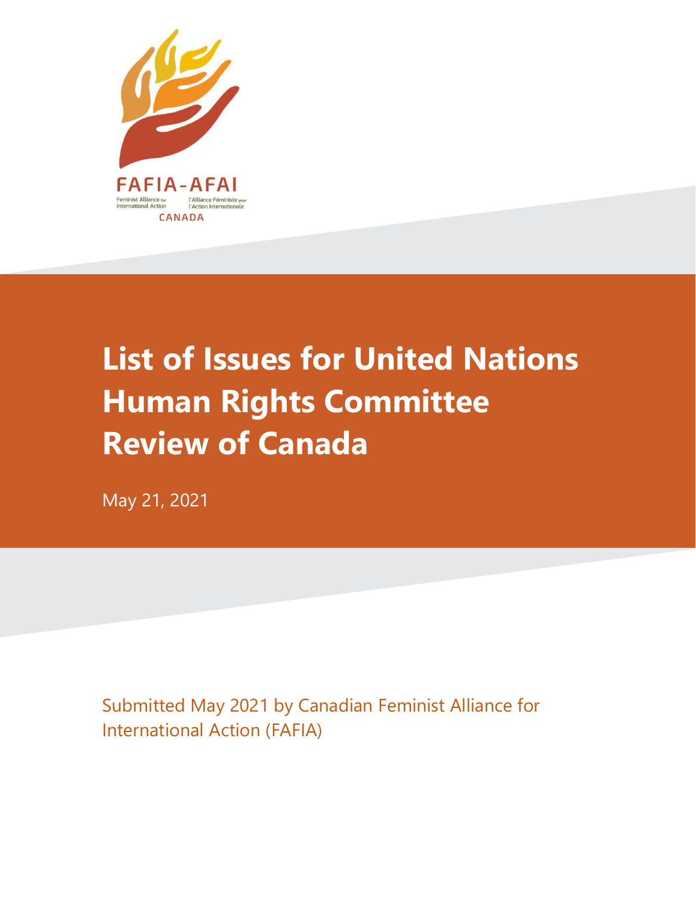FAFIA-AFAI

Feminist Alliance for International Action

l'Alliance Féministe pour l'Action Internationale

CANADA

# List of Issues for United Nations Human Rights Committee Review of Canada

May 21, 2021

Submitted May 2021 by Canadian Feminist Alliance for International Action (FAFIA)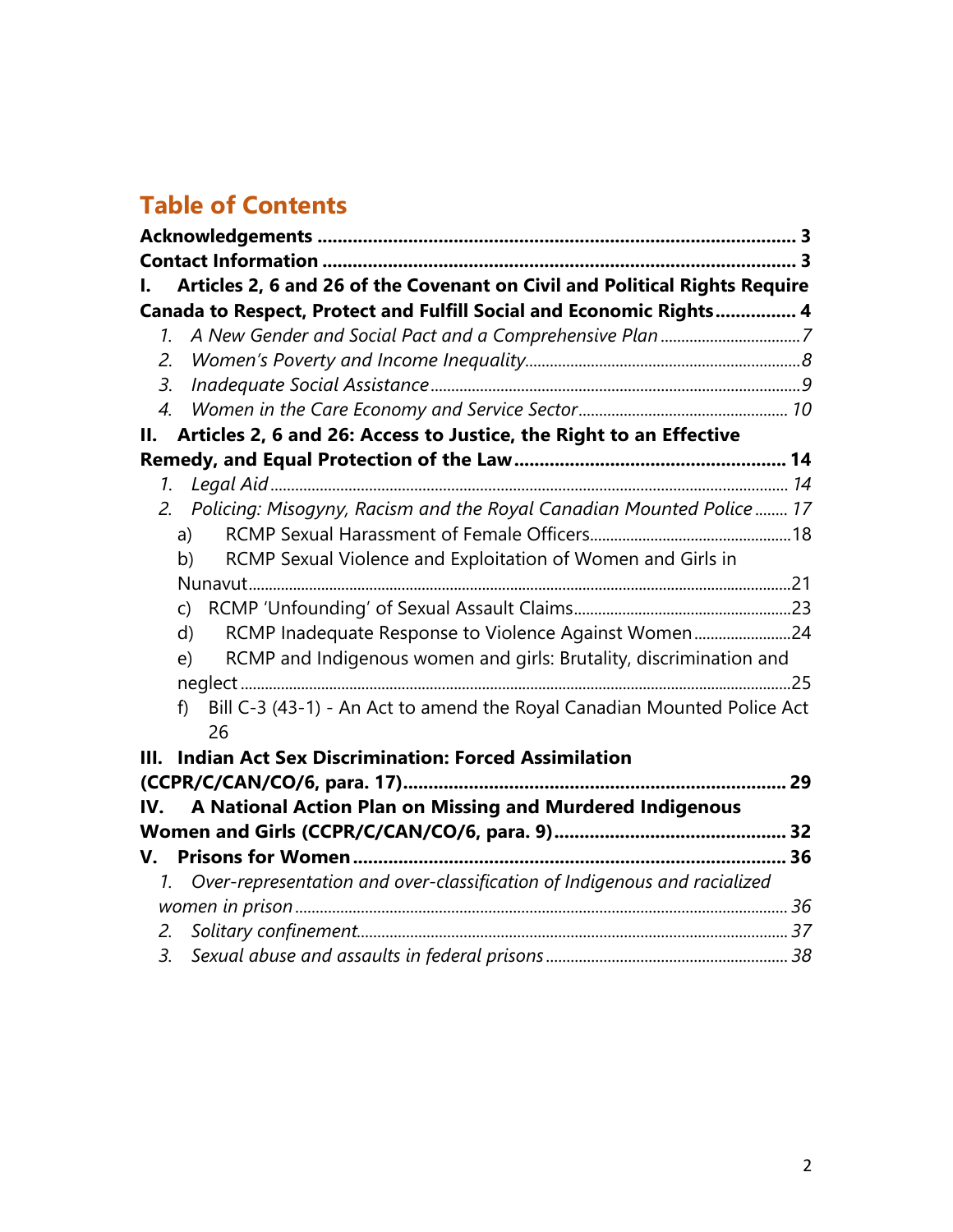# Table of Contents

**Acknowledgements ................................................................................................ 3**

**Contact Information .............................................................................................. 3**

**I. Articles 2, 6 and 26 of the Covenant on Civil and Political Rights Require Canada to Respect, Protect and Fulfill Social and Economic Rights............... 4**

1. *A New Gender and Social Pact and a Comprehensive Plan ................................. 7*
2. *Women's Poverty and Income Inequality.................................................................. 8*
3. *Inadequate Social Assistance ......................................................................................... 9*
4. *Women in the Care Economy and Service Sector.................................................. 10*

**II. Articles 2, 6 and 26: Access to Justice, the Right to an Effective Remedy, and Equal Protection of the Law..................................................... 14**

1. *Legal Aid ............................................................................................................................ 14*
2. *Policing: Misogyny, Racism and the Royal Canadian Mounted Police ........ 17*
   a) RCMP Sexual Harassment of Female Officers.................................................18
   b) RCMP Sexual Violence and Exploitation of Women and Girls in Nunavut....................................................................................................................21
   c) RCMP 'Unfounding' of Sexual Assault Claims.....................................................23
   d) RCMP Inadequate Response to Violence Against Women........................24
   e) RCMP and Indigenous women and girls: Brutality, discrimination and neglect ......................................................................................................................25
   f) Bill C-3 (43-1) - An Act to amend the Royal Canadian Mounted Police Act 26

**III. Indian Act Sex Discrimination: Forced Assimilation (CCPR/C/CAN/CO/6, para. 17)........................................................................... 29**

**IV. A National Action Plan on Missing and Murdered Indigenous Women and Girls (CCPR/C/CAN/CO/6, para. 9).............................................. 32**

**V. Prisons for Women ....................................................................................... 36**

1. *Over-representation and over-classification of Indigenous and racialized women in prison ...................................................................................................... 36*
2. *Solitary confinement....................................................................................................... 37*
3. *Sexual abuse and assaults in federal prisons .......................................................... 38*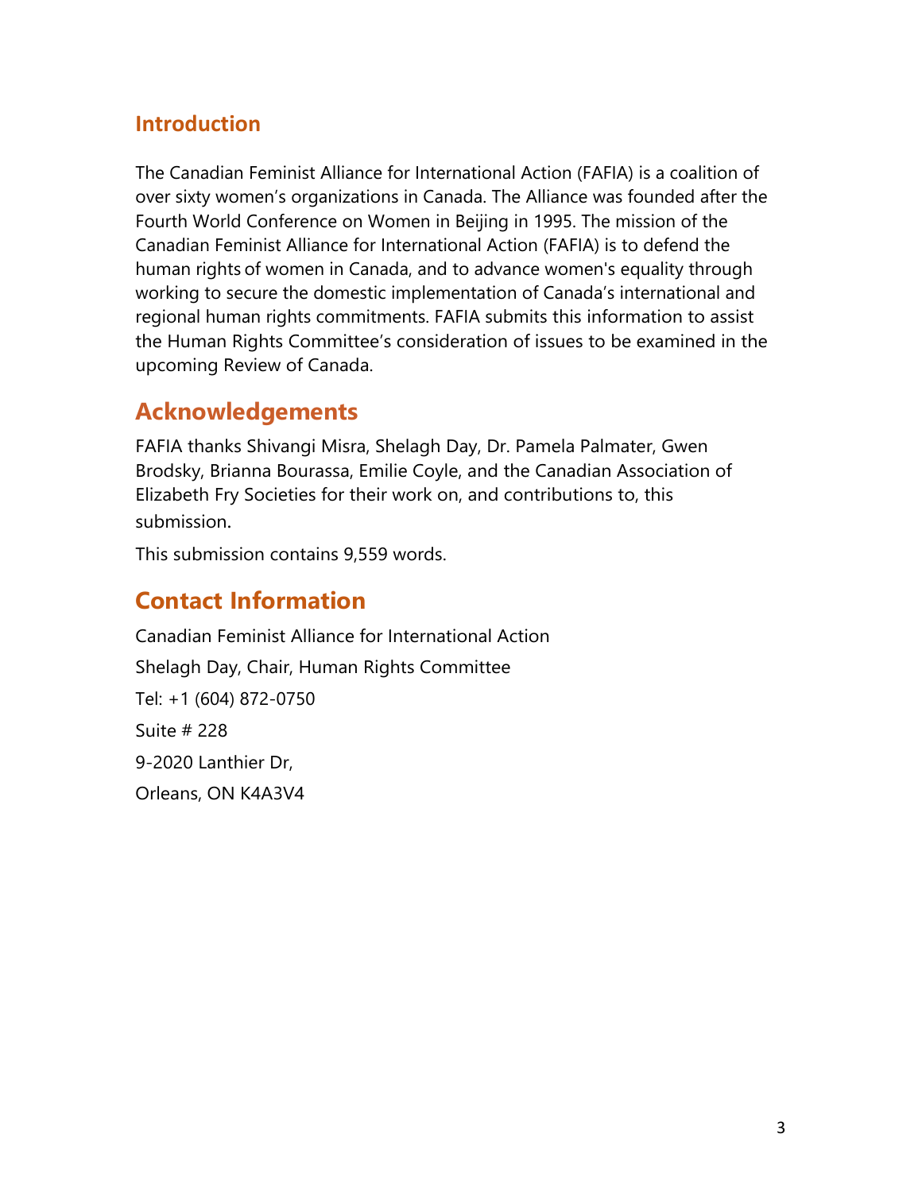## Introduction

The Canadian Feminist Alliance for International Action (FAFIA) is a coalition of over sixty women's organizations in Canada. The Alliance was founded after the Fourth World Conference on Women in Beijing in 1995. The mission of the Canadian Feminist Alliance for International Action (FAFIA) is to defend the human rights of women in Canada, and to advance women's equality through working to secure the domestic implementation of Canada's international and regional human rights commitments. FAFIA submits this information to assist the Human Rights Committee's consideration of issues to be examined in the upcoming Review of Canada.

## Acknowledgements

FAFIA thanks Shivangi Misra, Shelagh Day, Dr. Pamela Palmater, Gwen Brodsky, Brianna Bourassa, Emilie Coyle, and the Canadian Association of Elizabeth Fry Societies for their work on, and contributions to, this submission.

This submission contains 9,559 words.

## Contact Information

Canadian Feminist Alliance for International Action

Shelagh Day, Chair, Human Rights Committee

Tel: +1 (604) 872-0750

Suite # 228

9-2020 Lanthier Dr,

Orleans, ON K4A3V4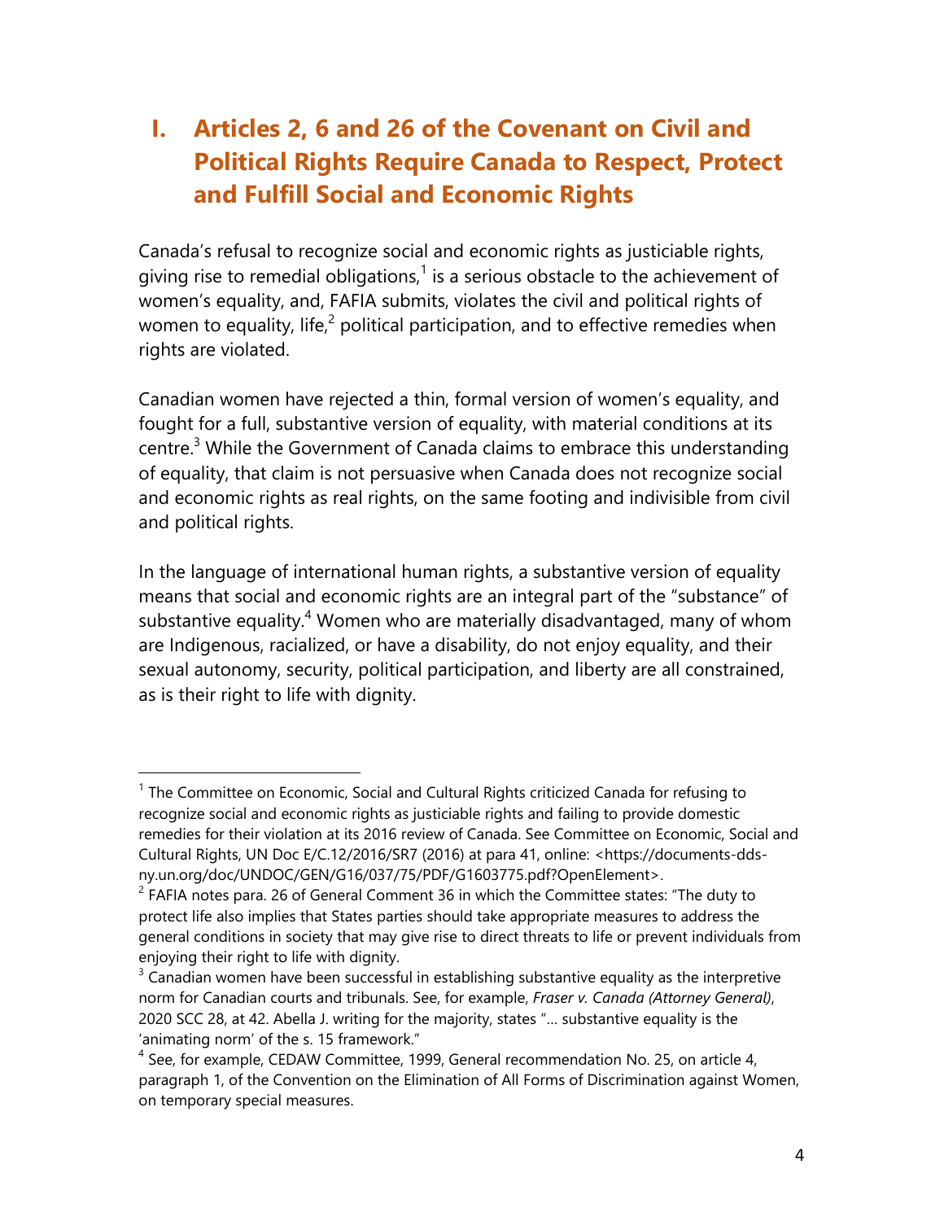## I. Articles 2, 6 and 26 of the Covenant on Civil and Political Rights Require Canada to Respect, Protect and Fulfill Social and Economic Rights

Canada's refusal to recognize social and economic rights as justiciable rights, giving rise to remedial obligations,[1] is a serious obstacle to the achievement of women's equality, and, FAFIA submits, violates the civil and political rights of women to equality, life,[2] political participation, and to effective remedies when rights are violated.

Canadian women have rejected a thin, formal version of women's equality, and fought for a full, substantive version of equality, with material conditions at its centre.[3] While the Government of Canada claims to embrace this understanding of equality, that claim is not persuasive when Canada does not recognize social and economic rights as real rights, on the same footing and indivisible from civil and political rights.

In the language of international human rights, a substantive version of equality means that social and economic rights are an integral part of the "substance" of substantive equality.[4] Women who are materially disadvantaged, many of whom are Indigenous, racialized, or have a disability, do not enjoy equality, and their sexual autonomy, security, political participation, and liberty are all constrained, as is their right to life with dignity.

---

[1] The Committee on Economic, Social and Cultural Rights criticized Canada for refusing to recognize social and economic rights as justiciable rights and failing to provide domestic remedies for their violation at its 2016 review of Canada. See Committee on Economic, Social and Cultural Rights, UN Doc E/C.12/2016/SR7 (2016) at para 41, online: <https://documents-dds-ny.un.org/doc/UNDOC/GEN/G16/037/75/PDF/G1603775.pdf?OpenElement>.

[2] FAFIA notes para. 26 of General Comment 36 in which the Committee states: "The duty to protect life also implies that States parties should take appropriate measures to address the general conditions in society that may give rise to direct threats to life or prevent individuals from enjoying their right to life with dignity.

[3] Canadian women have been successful in establishing substantive equality as the interpretive norm for Canadian courts and tribunals. See, for example, *Fraser v. Canada (Attorney General)*, 2020 SCC 28, at 42. Abella J. writing for the majority, states "… substantive equality is the 'animating norm' of the s. 15 framework."

[4] See, for example, CEDAW Committee, 1999, General recommendation No. 25, on article 4, paragraph 1, of the Convention on the Elimination of All Forms of Discrimination against Women, on temporary special measures.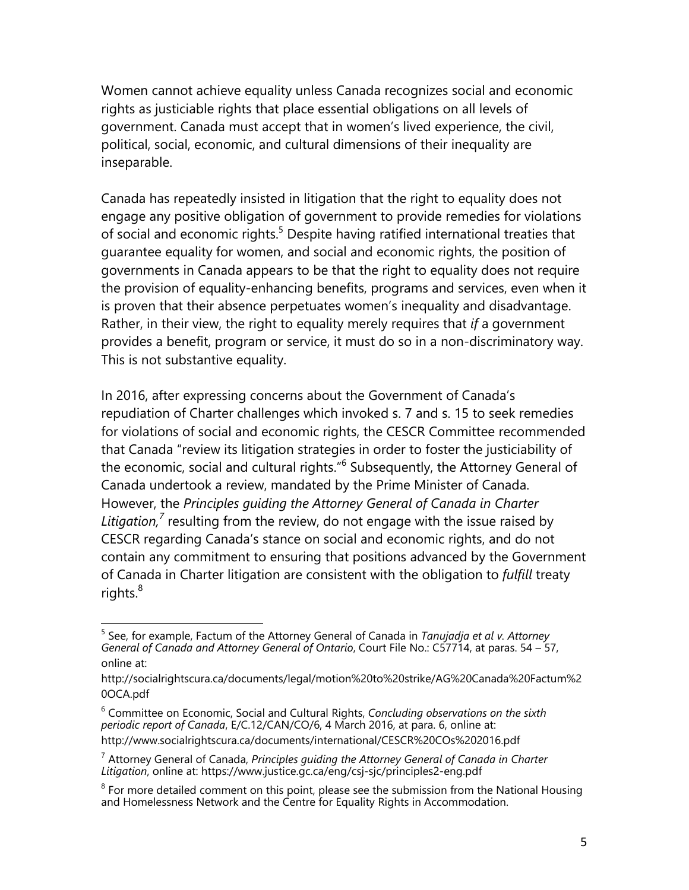Women cannot achieve equality unless Canada recognizes social and economic rights as justiciable rights that place essential obligations on all levels of government. Canada must accept that in women's lived experience, the civil, political, social, economic, and cultural dimensions of their inequality are inseparable.

Canada has repeatedly insisted in litigation that the right to equality does not engage any positive obligation of government to provide remedies for violations of social and economic rights.[5] Despite having ratified international treaties that guarantee equality for women, and social and economic rights, the position of governments in Canada appears to be that the right to equality does not require the provision of equality-enhancing benefits, programs and services, even when it is proven that their absence perpetuates women's inequality and disadvantage. Rather, in their view, the right to equality merely requires that *if* a government provides a benefit, program or service, it must do so in a non-discriminatory way. This is not substantive equality.

In 2016, after expressing concerns about the Government of Canada's repudiation of Charter challenges which invoked s. 7 and s. 15 to seek remedies for violations of social and economic rights, the CESCR Committee recommended that Canada "review its litigation strategies in order to foster the justiciability of the economic, social and cultural rights."[6] Subsequently, the Attorney General of Canada undertook a review, mandated by the Prime Minister of Canada. However, the *Principles guiding the Attorney General of Canada in Charter Litigation,*[7] resulting from the review, do not engage with the issue raised by CESCR regarding Canada's stance on social and economic rights, and do not contain any commitment to ensuring that positions advanced by the Government of Canada in Charter litigation are consistent with the obligation to *fulfill* treaty rights.[8]

---

[5] See, for example, Factum of the Attorney General of Canada in *Tanujadja et al v. Attorney General of Canada and Attorney General of Ontario*, Court File No.: C57714, at paras. 54 – 57, online at: http://socialrightscura.ca/documents/legal/motion%20to%20strike/AG%20Canada%20Factum%20OCA.pdf

[6] Committee on Economic, Social and Cultural Rights, *Concluding observations on the sixth periodic report of Canada*, E/C.12/CAN/CO/6, 4 March 2016, at para. 6, online at: http://www.socialrightscura.ca/documents/international/CESCR%20COs%202016.pdf

[7] Attorney General of Canada, *Principles guiding the Attorney General of Canada in Charter Litigation*, online at: https://www.justice.gc.ca/eng/csj-sjc/principles2-eng.pdf

[8] For more detailed comment on this point, please see the submission from the National Housing and Homelessness Network and the Centre for Equality Rights in Accommodation.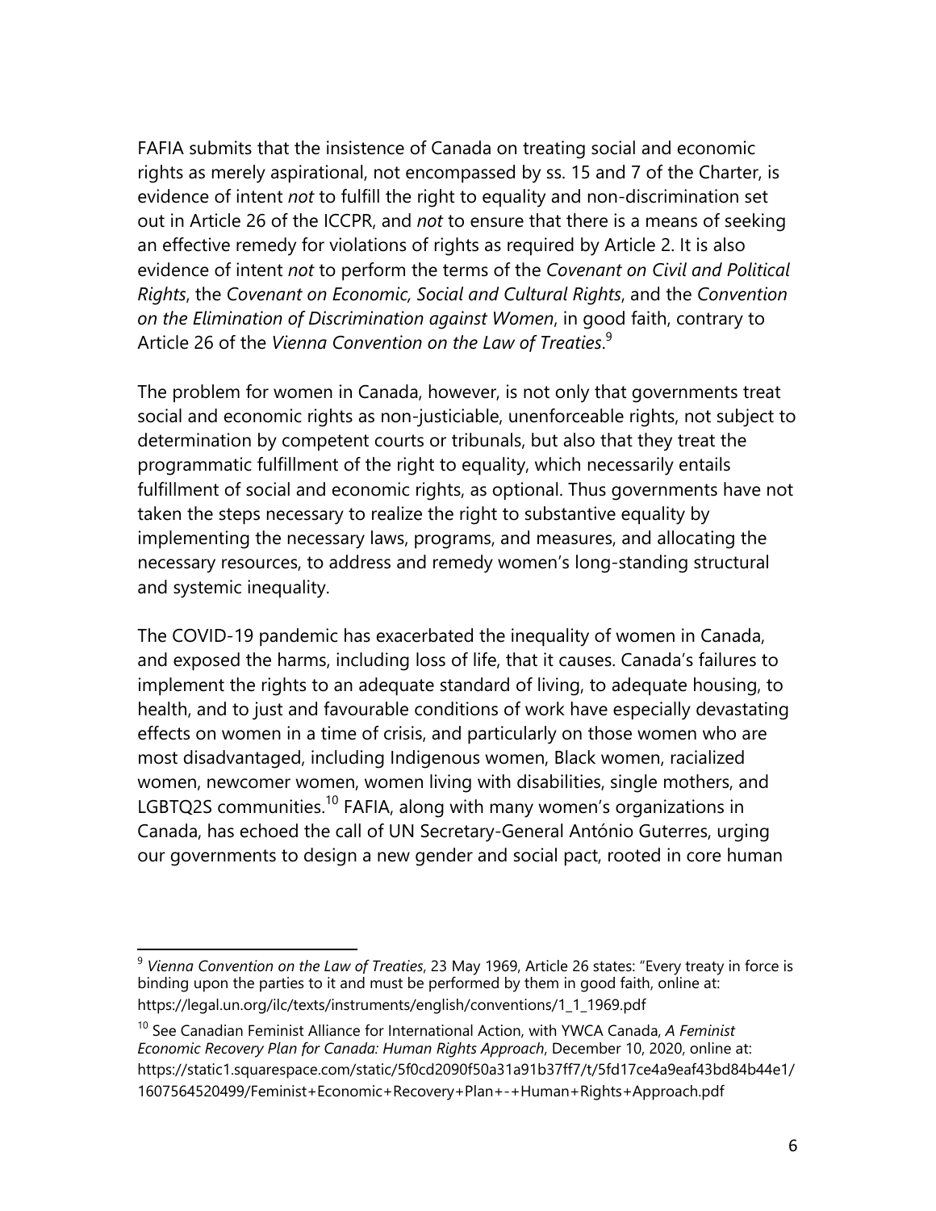FAFIA submits that the insistence of Canada on treating social and economic rights as merely aspirational, not encompassed by ss. 15 and 7 of the Charter, is evidence of intent *not* to fulfill the right to equality and non-discrimination set out in Article 26 of the ICCPR, and *not* to ensure that there is a means of seeking an effective remedy for violations of rights as required by Article 2. It is also evidence of intent *not* to perform the terms of the *Covenant on Civil and Political Rights*, the *Covenant on Economic, Social and Cultural Rights*, and the *Convention on the Elimination of Discrimination against Women*, in good faith, contrary to Article 26 of the *Vienna Convention on the Law of Treaties*.[9]

The problem for women in Canada, however, is not only that governments treat social and economic rights as non-justiciable, unenforceable rights, not subject to determination by competent courts or tribunals, but also that they treat the programmatic fulfillment of the right to equality, which necessarily entails fulfillment of social and economic rights, as optional. Thus governments have not taken the steps necessary to realize the right to substantive equality by implementing the necessary laws, programs, and measures, and allocating the necessary resources, to address and remedy women's long-standing structural and systemic inequality.

The COVID-19 pandemic has exacerbated the inequality of women in Canada, and exposed the harms, including loss of life, that it causes. Canada's failures to implement the rights to an adequate standard of living, to adequate housing, to health, and to just and favourable conditions of work have especially devastating effects on women in a time of crisis, and particularly on those women who are most disadvantaged, including Indigenous women, Black women, racialized women, newcomer women, women living with disabilities, single mothers, and LGBTQ2S communities.[10] FAFIA, along with many women's organizations in Canada, has echoed the call of UN Secretary-General António Guterres, urging our governments to design a new gender and social pact, rooted in core human

---

[9] *Vienna Convention on the Law of Treaties*, 23 May 1969, Article 26 states: "Every treaty in force is binding upon the parties to it and must be performed by them in good faith, online at: https://legal.un.org/ilc/texts/instruments/english/conventions/1_1_1969.pdf

[10] See Canadian Feminist Alliance for International Action, with YWCA Canada, *A Feminist Economic Recovery Plan for Canada: Human Rights Approach*, December 10, 2020, online at: https://static1.squarespace.com/static/5f0cd2090f50a31a91b37ff7/t/5fd17ce4a9eaf43bd84b44e1/1607564520499/Feminist+Economic+Recovery+Plan+-+Human+Rights+Approach.pdf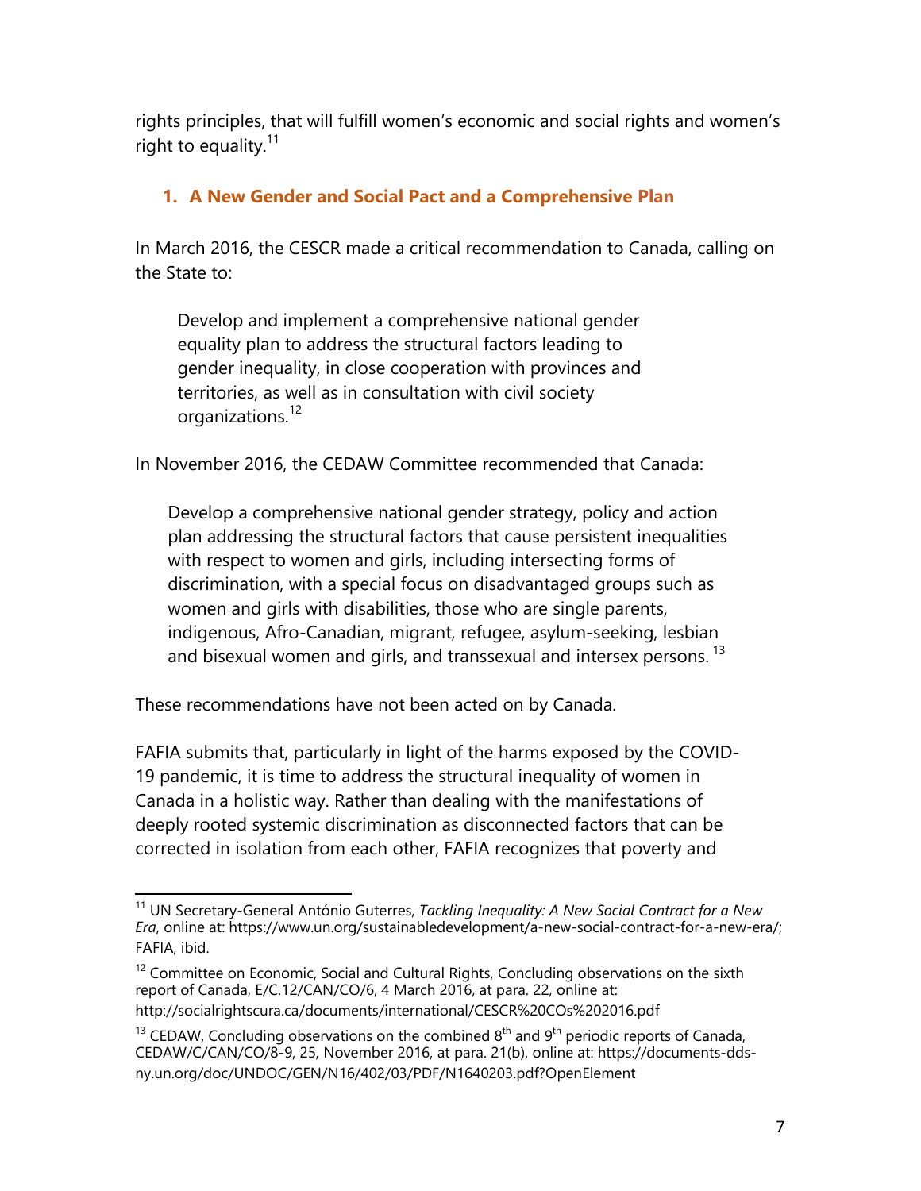rights principles, that will fulfill women's economic and social rights and women's right to equality.[11]

## 1. A New Gender and Social Pact and a Comprehensive Plan

In March 2016, the CESCR made a critical recommendation to Canada, calling on the State to:

> Develop and implement a comprehensive national gender equality plan to address the structural factors leading to gender inequality, in close cooperation with provinces and territories, as well as in consultation with civil society organizations.[12]

In November 2016, the CEDAW Committee recommended that Canada:

> Develop a comprehensive national gender strategy, policy and action plan addressing the structural factors that cause persistent inequalities with respect to women and girls, including intersecting forms of discrimination, with a special focus on disadvantaged groups such as women and girls with disabilities, those who are single parents, indigenous, Afro-Canadian, migrant, refugee, asylum-seeking, lesbian and bisexual women and girls, and transsexual and intersex persons.[13]

These recommendations have not been acted on by Canada.

FAFIA submits that, particularly in light of the harms exposed by the COVID-19 pandemic, it is time to address the structural inequality of women in Canada in a holistic way. Rather than dealing with the manifestations of deeply rooted systemic discrimination as disconnected factors that can be corrected in isolation from each other, FAFIA recognizes that poverty and

---

[11] UN Secretary-General António Guterres, *Tackling Inequality: A New Social Contract for a New Era*, online at: https://www.un.org/sustainabledevelopment/a-new-social-contract-for-a-new-era/; FAFIA, ibid.

[12] Committee on Economic, Social and Cultural Rights, Concluding observations on the sixth report of Canada, E/C.12/CAN/CO/6, 4 March 2016, at para. 22, online at: http://socialrightscura.ca/documents/international/CESCR%20COs%202016.pdf

[13] CEDAW, Concluding observations on the combined 8th and 9th periodic reports of Canada, CEDAW/C/CAN/CO/8-9, 25, November 2016, at para. 21(b), online at: https://documents-dds-ny.un.org/doc/UNDOC/GEN/N16/402/03/PDF/N1640203.pdf?OpenElement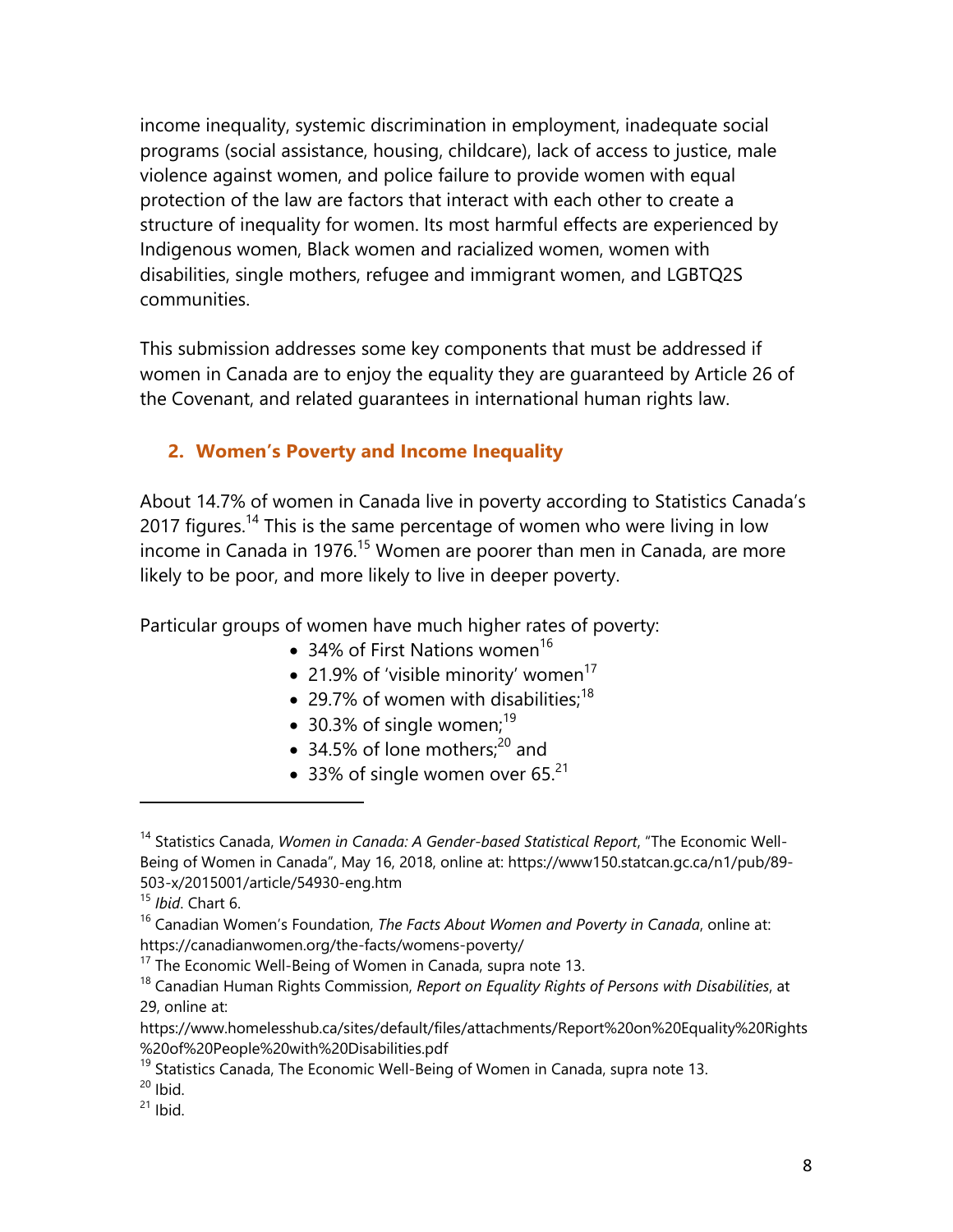income inequality, systemic discrimination in employment, inadequate social programs (social assistance, housing, childcare), lack of access to justice, male violence against women, and police failure to provide women with equal protection of the law are factors that interact with each other to create a structure of inequality for women. Its most harmful effects are experienced by Indigenous women, Black women and racialized women, women with disabilities, single mothers, refugee and immigrant women, and LGBTQ2S communities.

This submission addresses some key components that must be addressed if women in Canada are to enjoy the equality they are guaranteed by Article 26 of the Covenant, and related guarantees in international human rights law.

## 2. Women's Poverty and Income Inequality

About 14.7% of women in Canada live in poverty according to Statistics Canada's 2017 figures.[14] This is the same percentage of women who were living in low income in Canada in 1976.[15] Women are poorer than men in Canada, are more likely to be poor, and more likely to live in deeper poverty.

Particular groups of women have much higher rates of poverty:

- 34% of First Nations women[16]
- 21.9% of 'visible minority' women[17]
- 29.7% of women with disabilities;[18]
- 30.3% of single women;[19]
- 34.5% of lone mothers;[20] and
- 33% of single women over 65.[21]

---

[14] Statistics Canada, *Women in Canada: A Gender-based Statistical Report*, "The Economic Well-Being of Women in Canada", May 16, 2018, online at: https://www150.statcan.gc.ca/n1/pub/89-503-x/2015001/article/54930-eng.htm

[15] *Ibid*. Chart 6.

[16] Canadian Women's Foundation, *The Facts About Women and Poverty in Canada*, online at: https://canadianwomen.org/the-facts/womens-poverty/

[17] The Economic Well-Being of Women in Canada, supra note 13.

[18] Canadian Human Rights Commission, *Report on Equality Rights of Persons with Disabilities*, at 29, online at: https://www.homelesshub.ca/sites/default/files/attachments/Report%20on%20Equality%20Rights%20of%20People%20with%20Disabilities.pdf

[19] Statistics Canada, The Economic Well-Being of Women in Canada, supra note 13.

[20] Ibid.

[21] Ibid.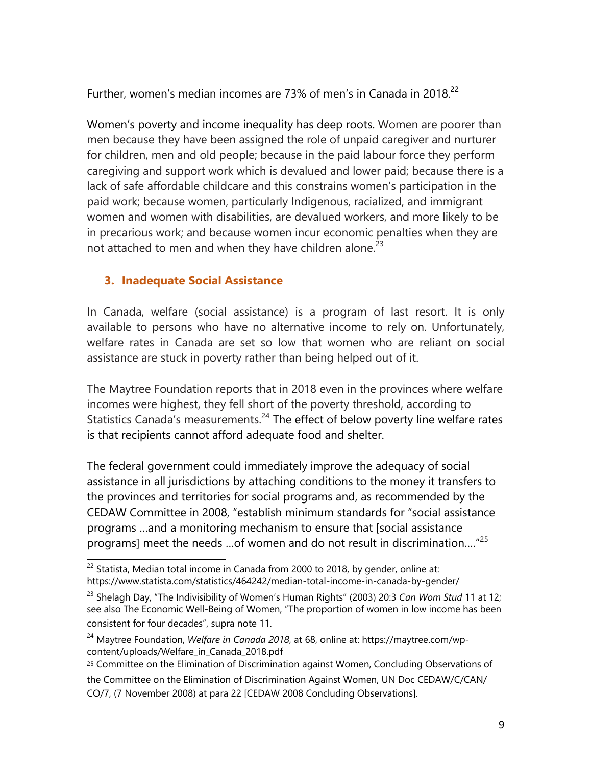Further, women's median incomes are 73% of men's in Canada in 2018.[22]

Women's poverty and income inequality has deep roots. Women are poorer than men because they have been assigned the role of unpaid caregiver and nurturer for children, men and old people; because in the paid labour force they perform caregiving and support work which is devalued and lower paid; because there is a lack of safe affordable childcare and this constrains women's participation in the paid work; because women, particularly Indigenous, racialized, and immigrant women and women with disabilities, are devalued workers, and more likely to be in precarious work; and because women incur economic penalties when they are not attached to men and when they have children alone.[23]

## 3. Inadequate Social Assistance

In Canada, welfare (social assistance) is a program of last resort. It is only available to persons who have no alternative income to rely on. Unfortunately, welfare rates in Canada are set so low that women who are reliant on social assistance are stuck in poverty rather than being helped out of it.

The Maytree Foundation reports that in 2018 even in the provinces where welfare incomes were highest, they fell short of the poverty threshold, according to Statistics Canada's measurements.[24] The effect of below poverty line welfare rates is that recipients cannot afford adequate food and shelter.

The federal government could immediately improve the adequacy of social assistance in all jurisdictions by attaching conditions to the money it transfers to the provinces and territories for social programs and, as recommended by the CEDAW Committee in 2008, "establish minimum standards for "social assistance programs …and a monitoring mechanism to ensure that [social assistance programs] meet the needs …of women and do not result in discrimination…."[25]

---

[22] Statista, Median total income in Canada from 2000 to 2018, by gender, online at: https://www.statista.com/statistics/464242/median-total-income-in-canada-by-gender/

[23] Shelagh Day, "The Indivisibility of Women's Human Rights" (2003) 20:3 *Can Wom Stud* 11 at 12; see also The Economic Well-Being of Women, "The proportion of women in low income has been consistent for four decades", supra note 11.

[24] Maytree Foundation, *Welfare in Canada 2018*, at 68, online at: https://maytree.com/wp-content/uploads/Welfare_in_Canada_2018.pdf

[25] Committee on the Elimination of Discrimination against Women, Concluding Observations of the Committee on the Elimination of Discrimination Against Women, UN Doc CEDAW/C/CAN/CO/7, (7 November 2008) at para 22 [CEDAW 2008 Concluding Observations].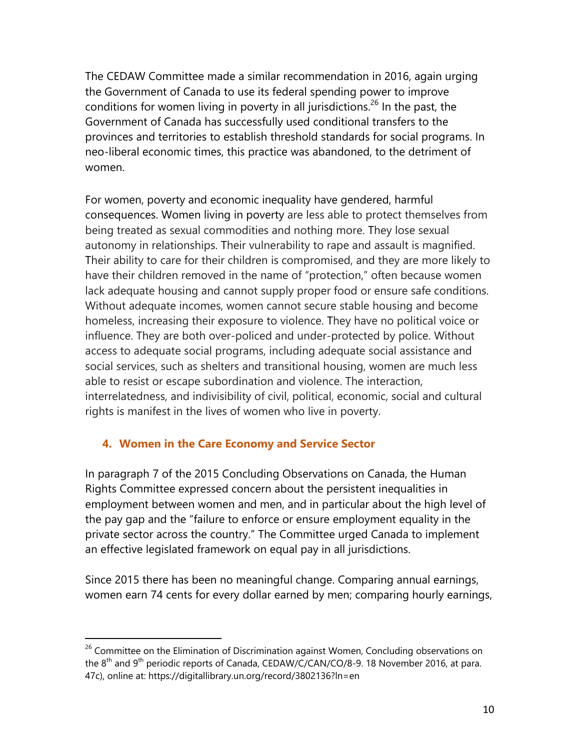The CEDAW Committee made a similar recommendation in 2016, again urging the Government of Canada to use its federal spending power to improve conditions for women living in poverty in all jurisdictions.[26] In the past, the Government of Canada has successfully used conditional transfers to the provinces and territories to establish threshold standards for social programs. In neo-liberal economic times, this practice was abandoned, to the detriment of women.

For women, poverty and economic inequality have gendered, harmful consequences. Women living in poverty are less able to protect themselves from being treated as sexual commodities and nothing more. They lose sexual autonomy in relationships. Their vulnerability to rape and assault is magnified. Their ability to care for their children is compromised, and they are more likely to have their children removed in the name of "protection," often because women lack adequate housing and cannot supply proper food or ensure safe conditions. Without adequate incomes, women cannot secure stable housing and become homeless, increasing their exposure to violence. They have no political voice or influence. They are both over-policed and under-protected by police. Without access to adequate social programs, including adequate social assistance and social services, such as shelters and transitional housing, women are much less able to resist or escape subordination and violence. The interaction, interrelatedness, and indivisibility of civil, political, economic, social and cultural rights is manifest in the lives of women who live in poverty.

## 4. Women in the Care Economy and Service Sector

In paragraph 7 of the 2015 Concluding Observations on Canada, the Human Rights Committee expressed concern about the persistent inequalities in employment between women and men, and in particular about the high level of the pay gap and the "failure to enforce or ensure employment equality in the private sector across the country." The Committee urged Canada to implement an effective legislated framework on equal pay in all jurisdictions.

Since 2015 there has been no meaningful change. Comparing annual earnings, women earn 74 cents for every dollar earned by men; comparing hourly earnings,

---

[26] Committee on the Elimination of Discrimination against Women, Concluding observations on the 8th and 9th periodic reports of Canada, CEDAW/C/CAN/CO/8-9. 18 November 2016, at para. 47c), online at: https://digitallibrary.un.org/record/3802136?ln=en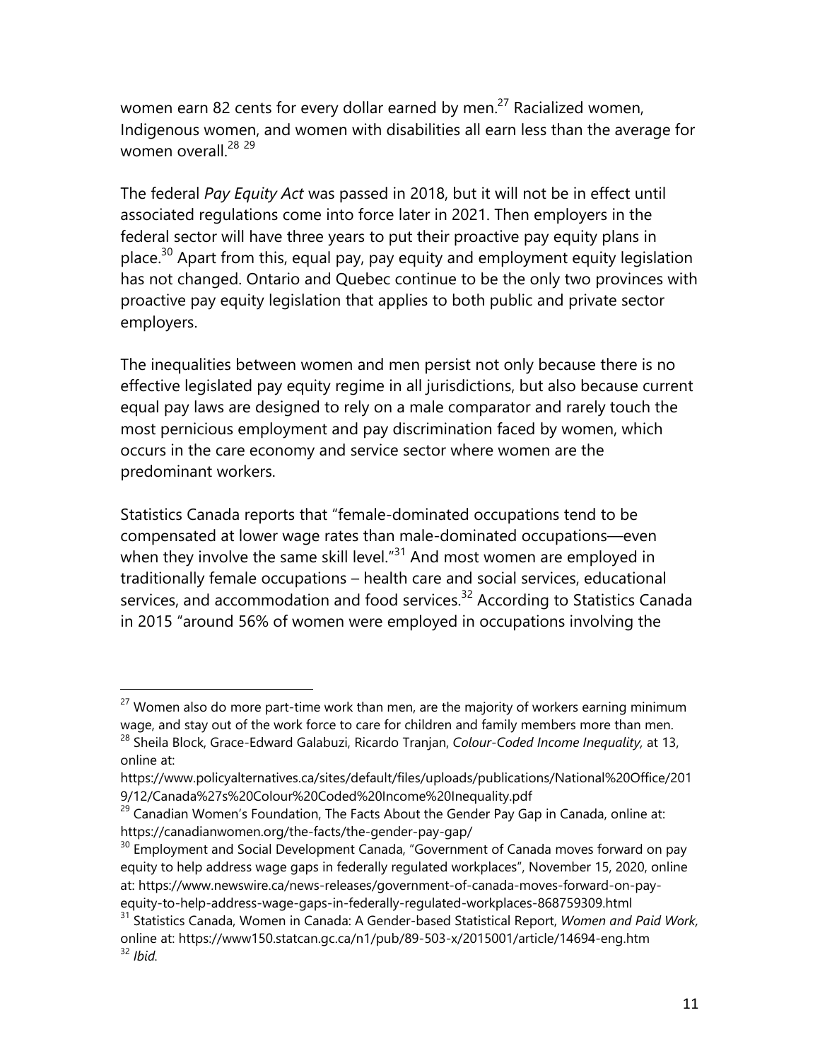women earn 82 cents for every dollar earned by men.[27] Racialized women, Indigenous women, and women with disabilities all earn less than the average for women overall.[28] [29]

The federal *Pay Equity Act* was passed in 2018, but it will not be in effect until associated regulations come into force later in 2021. Then employers in the federal sector will have three years to put their proactive pay equity plans in place.[30] Apart from this, equal pay, pay equity and employment equity legislation has not changed. Ontario and Quebec continue to be the only two provinces with proactive pay equity legislation that applies to both public and private sector employers.

The inequalities between women and men persist not only because there is no effective legislated pay equity regime in all jurisdictions, but also because current equal pay laws are designed to rely on a male comparator and rarely touch the most pernicious employment and pay discrimination faced by women, which occurs in the care economy and service sector where women are the predominant workers.

Statistics Canada reports that "female-dominated occupations tend to be compensated at lower wage rates than male-dominated occupations—even when they involve the same skill level."[31] And most women are employed in traditionally female occupations – health care and social services, educational services, and accommodation and food services.[32] According to Statistics Canada in 2015 "around 56% of women were employed in occupations involving the

---

[27] Women also do more part-time work than men, are the majority of workers earning minimum wage, and stay out of the work force to care for children and family members more than men.

[28] Sheila Block, Grace-Edward Galabuzi, Ricardo Tranjan, *Colour-Coded Income Inequality,* at 13, online at: https://www.policyalternatives.ca/sites/default/files/uploads/publications/National%20Office/2019/12/Canada%27s%20Colour%20Coded%20Income%20Inequality.pdf

[29] Canadian Women's Foundation, The Facts About the Gender Pay Gap in Canada, online at: https://canadianwomen.org/the-facts/the-gender-pay-gap/

[30] Employment and Social Development Canada, "Government of Canada moves forward on pay equity to help address wage gaps in federally regulated workplaces", November 15, 2020, online at: https://www.newswire.ca/news-releases/government-of-canada-moves-forward-on-pay-equity-to-help-address-wage-gaps-in-federally-regulated-workplaces-868759309.html

[31] Statistics Canada, Women in Canada: A Gender-based Statistical Report, *Women and Paid Work,* online at: https://www150.statcan.gc.ca/n1/pub/89-503-x/2015001/article/14694-eng.htm

[32] *Ibid.*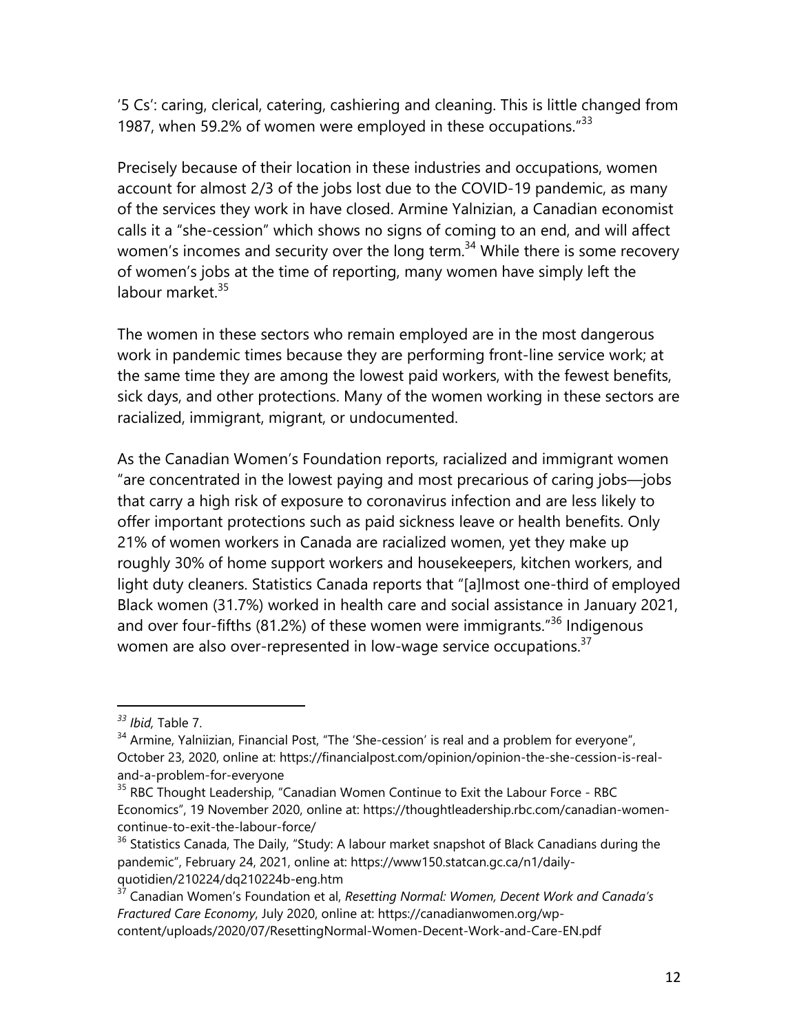'5 Cs': caring, clerical, catering, cashiering and cleaning. This is little changed from 1987, when 59.2% of women were employed in these occupations."[33]

Precisely because of their location in these industries and occupations, women account for almost 2/3 of the jobs lost due to the COVID-19 pandemic, as many of the services they work in have closed. Armine Yalnizian, a Canadian economist calls it a "she-cession" which shows no signs of coming to an end, and will affect women's incomes and security over the long term.[34] While there is some recovery of women's jobs at the time of reporting, many women have simply left the labour market.[35]

The women in these sectors who remain employed are in the most dangerous work in pandemic times because they are performing front-line service work; at the same time they are among the lowest paid workers, with the fewest benefits, sick days, and other protections. Many of the women working in these sectors are racialized, immigrant, migrant, or undocumented.

As the Canadian Women's Foundation reports, racialized and immigrant women "are concentrated in the lowest paying and most precarious of caring jobs—jobs that carry a high risk of exposure to coronavirus infection and are less likely to offer important protections such as paid sickness leave or health benefits. Only 21% of women workers in Canada are racialized women, yet they make up roughly 30% of home support workers and housekeepers, kitchen workers, and light duty cleaners. Statistics Canada reports that "[a]lmost one-third of employed Black women (31.7%) worked in health care and social assistance in January 2021, and over four-fifths (81.2%) of these women were immigrants."[36] Indigenous women are also over-represented in low-wage service occupations.[37]

---

[33] *Ibid,* Table 7.

[34] Armine, Yalniizian, Financial Post, "The 'She-cession' is real and a problem for everyone", October 23, 2020, online at: https://financialpost.com/opinion/opinion-the-she-cession-is-real-and-a-problem-for-everyone

[35] RBC Thought Leadership, "Canadian Women Continue to Exit the Labour Force - RBC Economics", 19 November 2020, online at: https://thoughtleadership.rbc.com/canadian-women-continue-to-exit-the-labour-force/

[36] Statistics Canada, The Daily, "Study: A labour market snapshot of Black Canadians during the pandemic", February 24, 2021, online at: https://www150.statcan.gc.ca/n1/daily-quotidien/210224/dq210224b-eng.htm

[37] Canadian Women's Foundation et al, *Resetting Normal: Women, Decent Work and Canada's Fractured Care Economy*, July 2020, online at: https://canadianwomen.org/wp-content/uploads/2020/07/ResettingNormal-Women-Decent-Work-and-Care-EN.pdf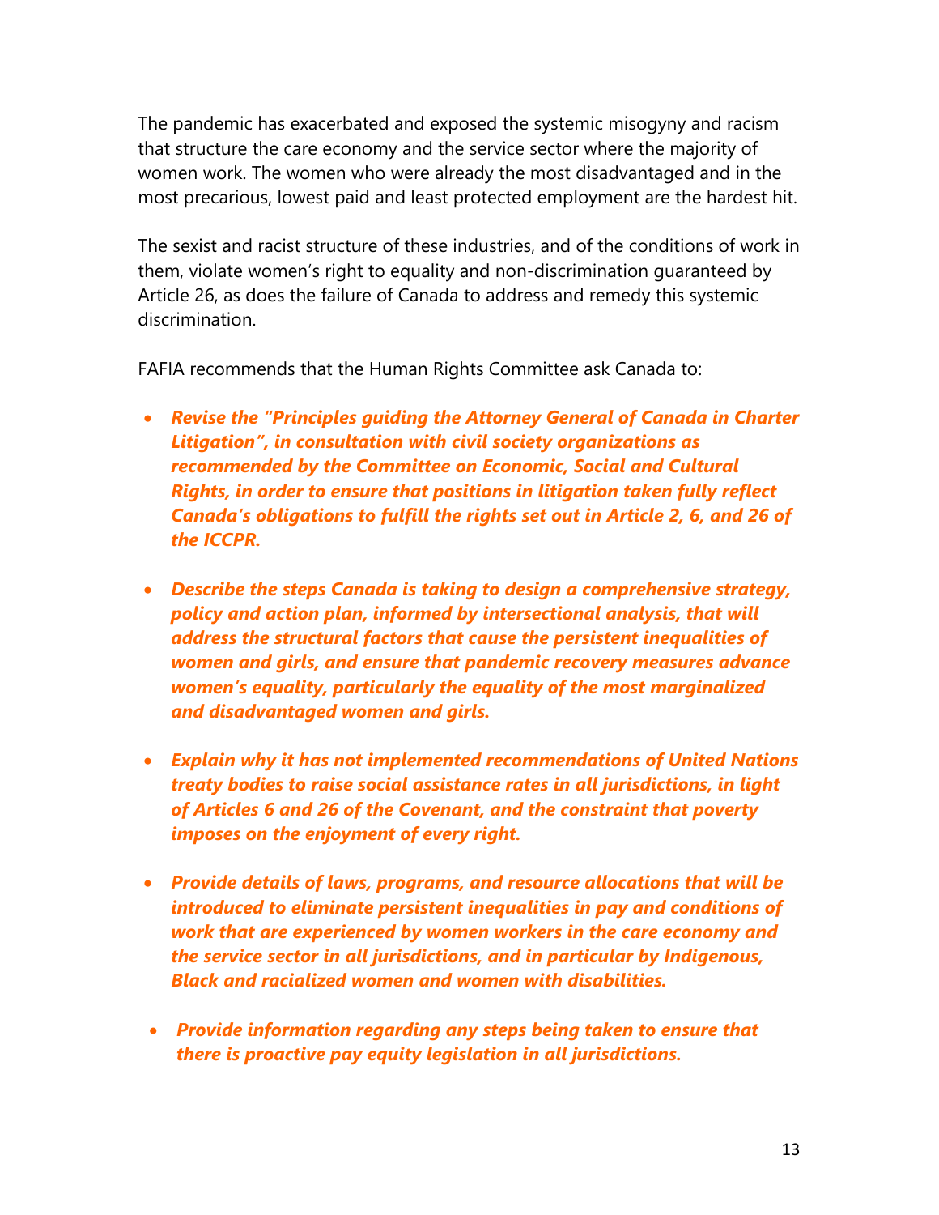The pandemic has exacerbated and exposed the systemic misogyny and racism that structure the care economy and the service sector where the majority of women work. The women who were already the most disadvantaged and in the most precarious, lowest paid and least protected employment are the hardest hit.

The sexist and racist structure of these industries, and of the conditions of work in them, violate women's right to equality and non-discrimination guaranteed by Article 26, as does the failure of Canada to address and remedy this systemic discrimination.

FAFIA recommends that the Human Rights Committee ask Canada to:

- ***Revise the "Principles guiding the Attorney General of Canada in Charter Litigation", in consultation with civil society organizations as recommended by the Committee on Economic, Social and Cultural Rights, in order to ensure that positions in litigation taken fully reflect Canada's obligations to fulfill the rights set out in Article 2, 6, and 26 of the ICCPR.***

- ***Describe the steps Canada is taking to design a comprehensive strategy, policy and action plan, informed by intersectional analysis, that will address the structural factors that cause the persistent inequalities of women and girls, and ensure that pandemic recovery measures advance women's equality, particularly the equality of the most marginalized and disadvantaged women and girls.***

- ***Explain why it has not implemented recommendations of United Nations treaty bodies to raise social assistance rates in all jurisdictions, in light of Articles 6 and 26 of the Covenant, and the constraint that poverty imposes on the enjoyment of every right.***

- ***Provide details of laws, programs, and resource allocations that will be introduced to eliminate persistent inequalities in pay and conditions of work that are experienced by women workers in the care economy and the service sector in all jurisdictions, and in particular by Indigenous, Black and racialized women and women with disabilities.***

- ***Provide information regarding any steps being taken to ensure that there is proactive pay equity legislation in all jurisdictions.***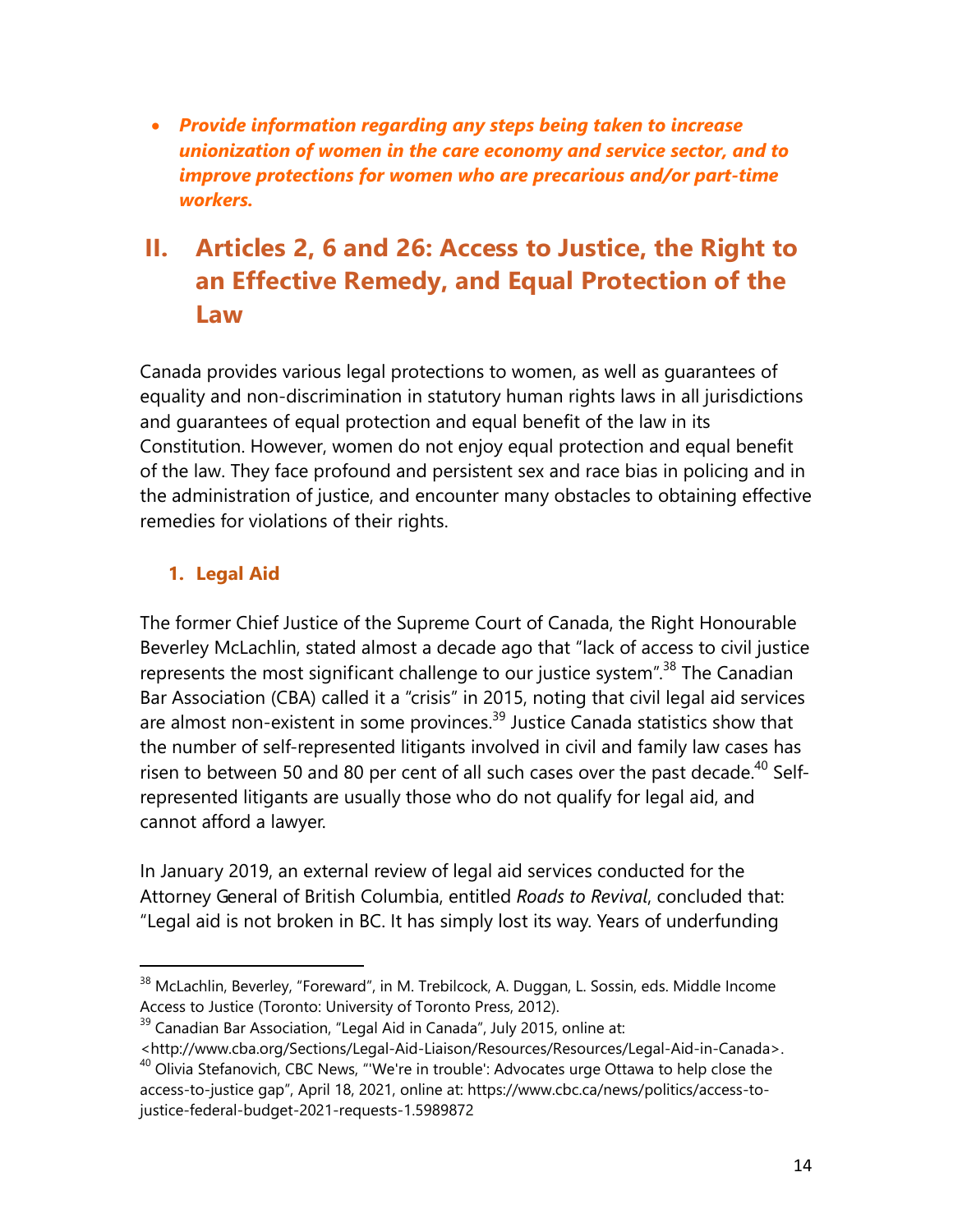- ***Provide information regarding any steps being taken to increase unionization of women in the care economy and service sector, and to improve protections for women who are precarious and/or part-time workers.***

# II. Articles 2, 6 and 26: Access to Justice, the Right to an Effective Remedy, and Equal Protection of the Law

Canada provides various legal protections to women, as well as guarantees of equality and non-discrimination in statutory human rights laws in all jurisdictions and guarantees of equal protection and equal benefit of the law in its Constitution. However, women do not enjoy equal protection and equal benefit of the law. They face profound and persistent sex and race bias in policing and in the administration of justice, and encounter many obstacles to obtaining effective remedies for violations of their rights.

## 1. Legal Aid

The former Chief Justice of the Supreme Court of Canada, the Right Honourable Beverley McLachlin, stated almost a decade ago that "lack of access to civil justice represents the most significant challenge to our justice system".[38] The Canadian Bar Association (CBA) called it a "crisis" in 2015, noting that civil legal aid services are almost non-existent in some provinces.[39] Justice Canada statistics show that the number of self-represented litigants involved in civil and family law cases has risen to between 50 and 80 per cent of all such cases over the past decade.[40] Self-represented litigants are usually those who do not qualify for legal aid, and cannot afford a lawyer.

In January 2019, an external review of legal aid services conducted for the Attorney General of British Columbia, entitled *Roads to Revival*, concluded that: "Legal aid is not broken in BC. It has simply lost its way. Years of underfunding

---

[38] McLachlin, Beverley, "Foreward", in M. Trebilcock, A. Duggan, L. Sossin, eds. Middle Income Access to Justice (Toronto: University of Toronto Press, 2012).

[39] Canadian Bar Association, "Legal Aid in Canada", July 2015, online at: <http://www.cba.org/Sections/Legal-Aid-Liaison/Resources/Resources/Legal-Aid-in-Canada>.

[40] Olivia Stefanovich, CBC News, "'We're in trouble': Advocates urge Ottawa to help close the access-to-justice gap", April 18, 2021, online at: https://www.cbc.ca/news/politics/access-to-justice-federal-budget-2021-requests-1.5989872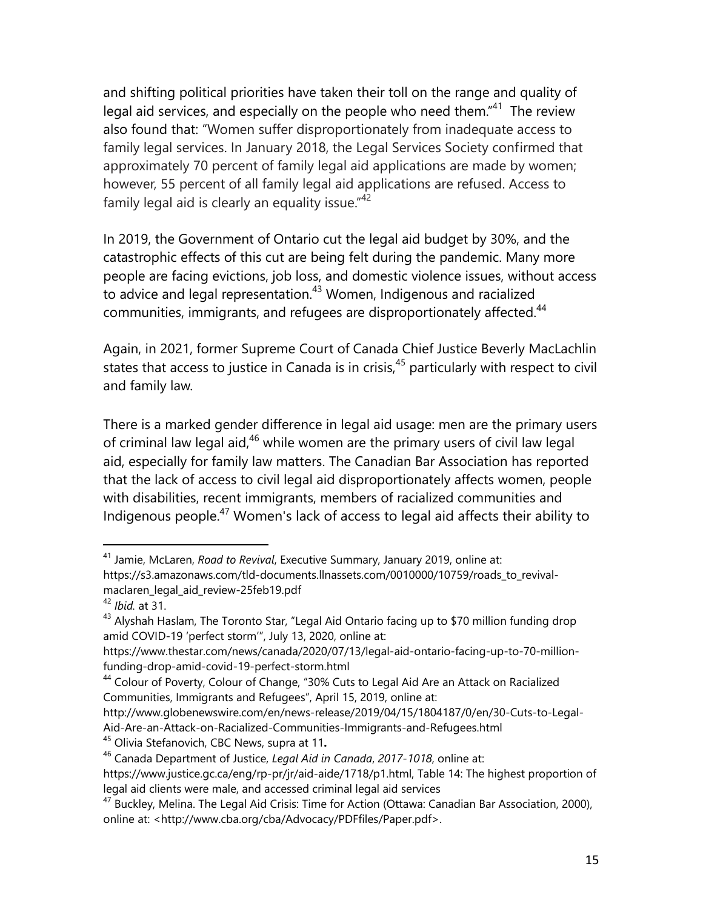and shifting political priorities have taken their toll on the range and quality of legal aid services, and especially on the people who need them."[41] The review also found that: "Women suffer disproportionately from inadequate access to family legal services. In January 2018, the Legal Services Society confirmed that approximately 70 percent of family legal aid applications are made by women; however, 55 percent of all family legal aid applications are refused. Access to family legal aid is clearly an equality issue."[42]

In 2019, the Government of Ontario cut the legal aid budget by 30%, and the catastrophic effects of this cut are being felt during the pandemic. Many more people are facing evictions, job loss, and domestic violence issues, without access to advice and legal representation.[43] Women, Indigenous and racialized communities, immigrants, and refugees are disproportionately affected.[44]

Again, in 2021, former Supreme Court of Canada Chief Justice Beverly MacLachlin states that access to justice in Canada is in crisis,[45] particularly with respect to civil and family law.

There is a marked gender difference in legal aid usage: men are the primary users of criminal law legal aid,[46] while women are the primary users of civil law legal aid, especially for family law matters. The Canadian Bar Association has reported that the lack of access to civil legal aid disproportionately affects women, people with disabilities, recent immigrants, members of racialized communities and Indigenous people.[47] Women's lack of access to legal aid affects their ability to

---

[41] Jamie, McLaren, *Road to Revival*, Executive Summary, January 2019, online at: https://s3.amazonaws.com/tld-documents.llnassets.com/0010000/10759/roads_to_revival-maclaren_legal_aid_review-25feb19.pdf

[42] *Ibid.* at 31.

[43] Alyshah Haslam, The Toronto Star, "Legal Aid Ontario facing up to $70 million funding drop amid COVID-19 'perfect storm'", July 13, 2020, online at: https://www.thestar.com/news/canada/2020/07/13/legal-aid-ontario-facing-up-to-70-million-funding-drop-amid-covid-19-perfect-storm.html

[44] Colour of Poverty, Colour of Change, "30% Cuts to Legal Aid Are an Attack on Racialized Communities, Immigrants and Refugees", April 15, 2019, online at: http://www.globenewswire.com/en/news-release/2019/04/15/1804187/0/en/30-Cuts-to-Legal-Aid-Are-an-Attack-on-Racialized-Communities-Immigrants-and-Refugees.html

[45] Olivia Stefanovich, CBC News, supra at 11**.**

[46] Canada Department of Justice, *Legal Aid in Canada*, *2017-1018*, online at: https://www.justice.gc.ca/eng/rp-pr/jr/aid-aide/1718/p1.html, Table 14: The highest proportion of legal aid clients were male, and accessed criminal legal aid services

[47] Buckley, Melina. The Legal Aid Crisis: Time for Action (Ottawa: Canadian Bar Association, 2000), online at: <http://www.cba.org/cba/Advocacy/PDFfiles/Paper.pdf>.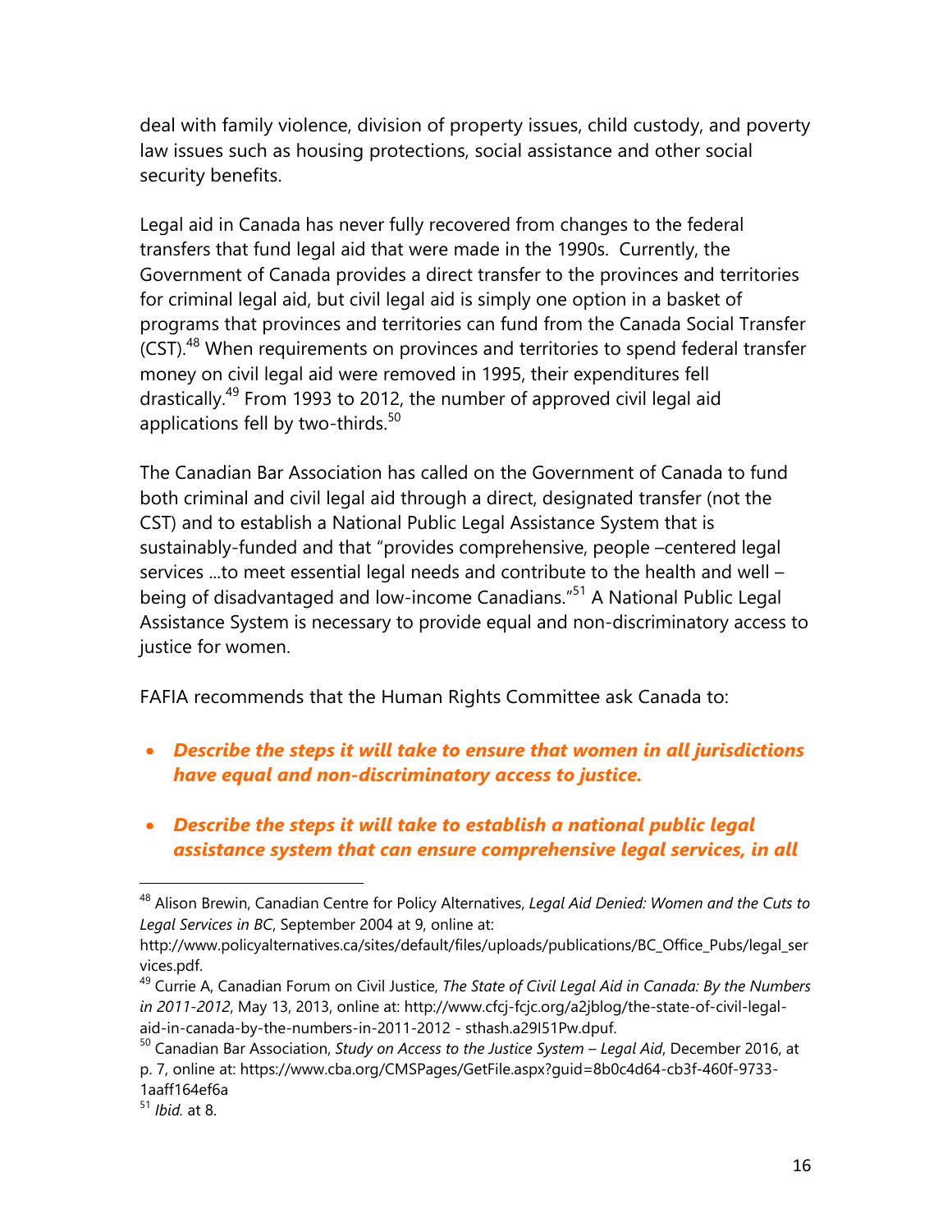deal with family violence, division of property issues, child custody, and poverty law issues such as housing protections, social assistance and other social security benefits.

Legal aid in Canada has never fully recovered from changes to the federal transfers that fund legal aid that were made in the 1990s. Currently, the Government of Canada provides a direct transfer to the provinces and territories for criminal legal aid, but civil legal aid is simply one option in a basket of programs that provinces and territories can fund from the Canada Social Transfer (CST).[48] When requirements on provinces and territories to spend federal transfer money on civil legal aid were removed in 1995, their expenditures fell drastically.[49] From 1993 to 2012, the number of approved civil legal aid applications fell by two-thirds.[50]

The Canadian Bar Association has called on the Government of Canada to fund both criminal and civil legal aid through a direct, designated transfer (not the CST) and to establish a National Public Legal Assistance System that is sustainably-funded and that "provides comprehensive, people –centered legal services ...to meet essential legal needs and contribute to the health and well –being of disadvantaged and low-income Canadians."[51] A National Public Legal Assistance System is necessary to provide equal and non-discriminatory access to justice for women.

FAFIA recommends that the Human Rights Committee ask Canada to:

- ***Describe the steps it will take to ensure that women in all jurisdictions have equal and non-discriminatory access to justice.***
- ***Describe the steps it will take to establish a national public legal assistance system that can ensure comprehensive legal services, in all***

---

[48] Alison Brewin, Canadian Centre for Policy Alternatives, *Legal Aid Denied: Women and the Cuts to Legal Services in BC*, September 2004 at 9, online at: http://www.policyalternatives.ca/sites/default/files/uploads/publications/BC_Office_Pubs/legal_services.pdf.

[49] Currie A, Canadian Forum on Civil Justice, *The State of Civil Legal Aid in Canada: By the Numbers in 2011-2012*, May 13, 2013, online at: http://www.cfcj-fcjc.org/a2jblog/the-state-of-civil-legal-aid-in-canada-by-the-numbers-in-2011-2012 - sthash.a29I51Pw.dpuf.

[50] Canadian Bar Association, *Study on Access to the Justice System – Legal Aid*, December 2016, at p. 7, online at: https://www.cba.org/CMSPages/GetFile.aspx?guid=8b0c4d64-cb3f-460f-9733-1aaff164ef6a

[51] *Ibid.* at 8.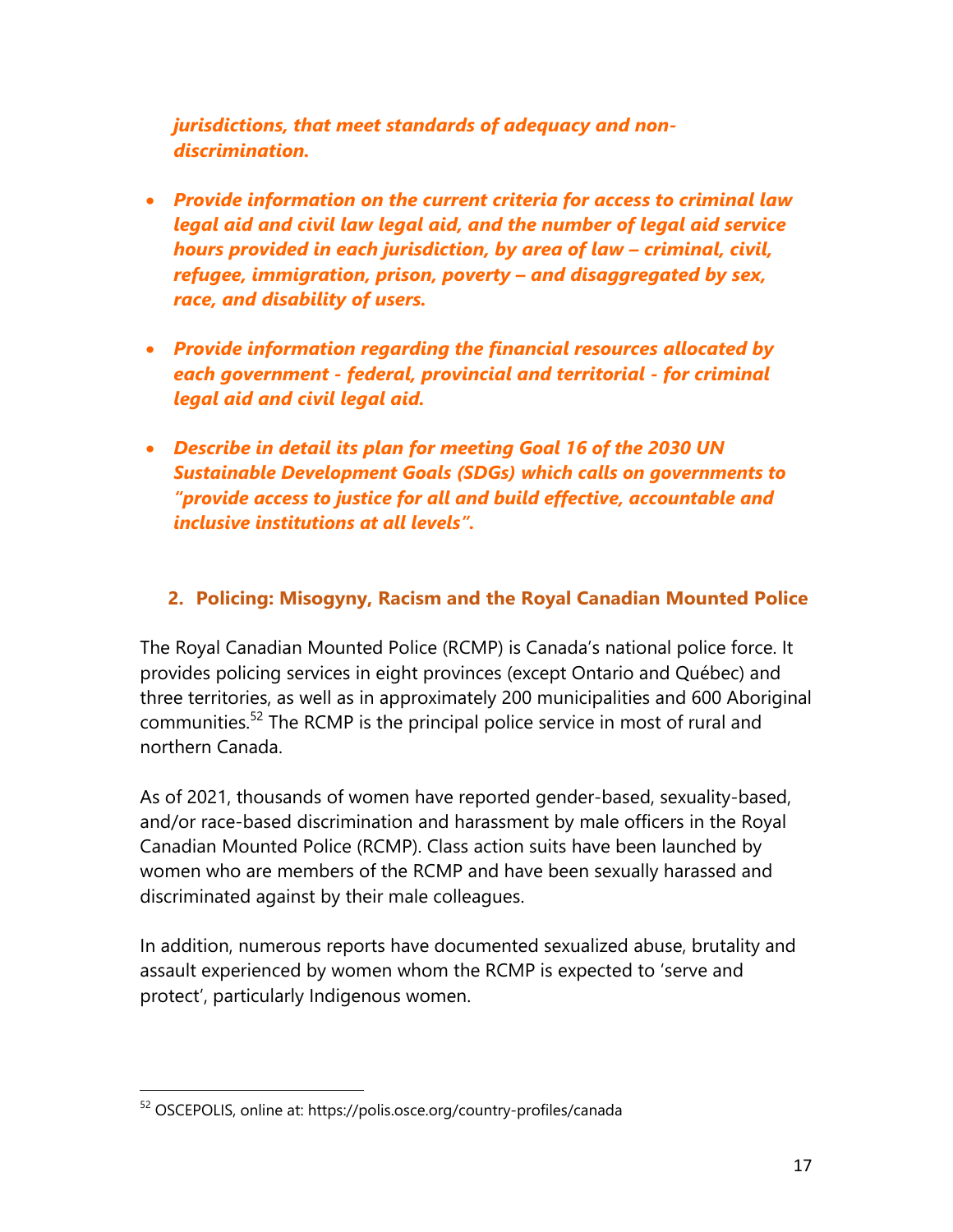***jurisdictions, that meet standards of adequacy and non-discrimination.***

- ***Provide information on the current criteria for access to criminal law legal aid and civil law legal aid, and the number of legal aid service hours provided in each jurisdiction, by area of law – criminal, civil, refugee, immigration, prison, poverty – and disaggregated by sex, race, and disability of users.***

- ***Provide information regarding the financial resources allocated by each government - federal, provincial and territorial - for criminal legal aid and civil legal aid.***

- ***Describe in detail its plan for meeting Goal 16 of the 2030 UN Sustainable Development Goals (SDGs) which calls on governments to "provide access to justice for all and build effective, accountable and inclusive institutions at all levels".***

## 2. Policing: Misogyny, Racism and the Royal Canadian Mounted Police

The Royal Canadian Mounted Police (RCMP) is Canada's national police force. It provides policing services in eight provinces (except Ontario and Québec) and three territories, as well as in approximately 200 municipalities and 600 Aboriginal communities.[52] The RCMP is the principal police service in most of rural and northern Canada.

As of 2021, thousands of women have reported gender-based, sexuality-based, and/or race-based discrimination and harassment by male officers in the Royal Canadian Mounted Police (RCMP). Class action suits have been launched by women who are members of the RCMP and have been sexually harassed and discriminated against by their male colleagues.

In addition, numerous reports have documented sexualized abuse, brutality and assault experienced by women whom the RCMP is expected to 'serve and protect', particularly Indigenous women.

[52] OSCEPOLIS, online at: https://polis.osce.org/country-profiles/canada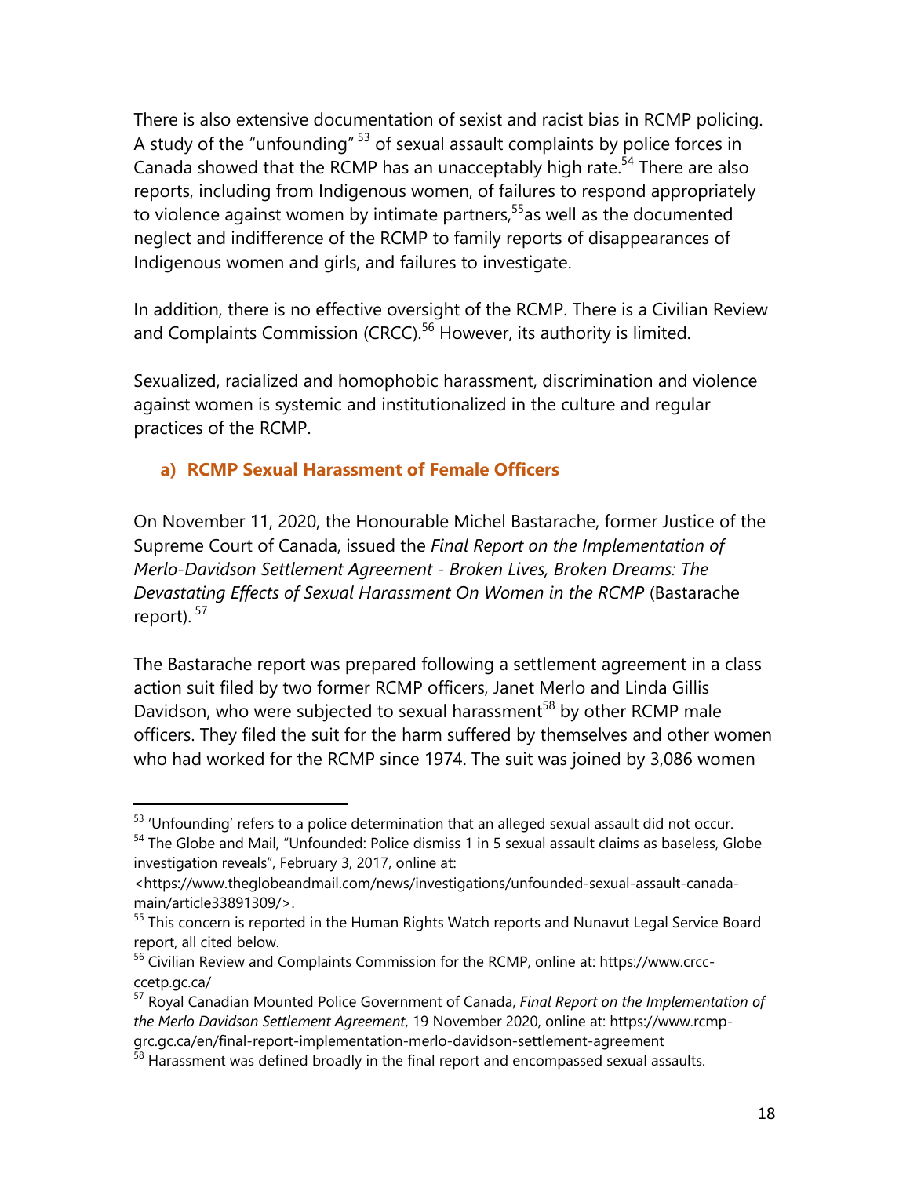There is also extensive documentation of sexist and racist bias in RCMP policing. A study of the "unfounding" [53] of sexual assault complaints by police forces in Canada showed that the RCMP has an unacceptably high rate.[54] There are also reports, including from Indigenous women, of failures to respond appropriately to violence against women by intimate partners,[55]as well as the documented neglect and indifference of the RCMP to family reports of disappearances of Indigenous women and girls, and failures to investigate.

In addition, there is no effective oversight of the RCMP. There is a Civilian Review and Complaints Commission (CRCC).[56] However, its authority is limited.

Sexualized, racialized and homophobic harassment, discrimination and violence against women is systemic and institutionalized in the culture and regular practices of the RCMP.

### a) RCMP Sexual Harassment of Female Officers

On November 11, 2020, the Honourable Michel Bastarache, former Justice of the Supreme Court of Canada, issued the *Final Report on the Implementation of Merlo-Davidson Settlement Agreement - Broken Lives, Broken Dreams: The Devastating Effects of Sexual Harassment On Women in the RCMP* (Bastarache report). [57]

The Bastarache report was prepared following a settlement agreement in a class action suit filed by two former RCMP officers, Janet Merlo and Linda Gillis Davidson, who were subjected to sexual harassment[58] by other RCMP male officers. They filed the suit for the harm suffered by themselves and other women who had worked for the RCMP since 1974. The suit was joined by 3,086 women

---

[53] 'Unfounding' refers to a police determination that an alleged sexual assault did not occur.

[54] The Globe and Mail, "Unfounded: Police dismiss 1 in 5 sexual assault claims as baseless, Globe investigation reveals", February 3, 2017, online at: <https://www.theglobeandmail.com/news/investigations/unfounded-sexual-assault-canada-main/article33891309/>.

[55] This concern is reported in the Human Rights Watch reports and Nunavut Legal Service Board report, all cited below.

[56] Civilian Review and Complaints Commission for the RCMP, online at: https://www.crcc-ccetp.gc.ca/

[57] Royal Canadian Mounted Police Government of Canada, *Final Report on the Implementation of the Merlo Davidson Settlement Agreement*, 19 November 2020, online at: https://www.rcmp-grc.gc.ca/en/final-report-implementation-merlo-davidson-settlement-agreement

[58] Harassment was defined broadly in the final report and encompassed sexual assaults.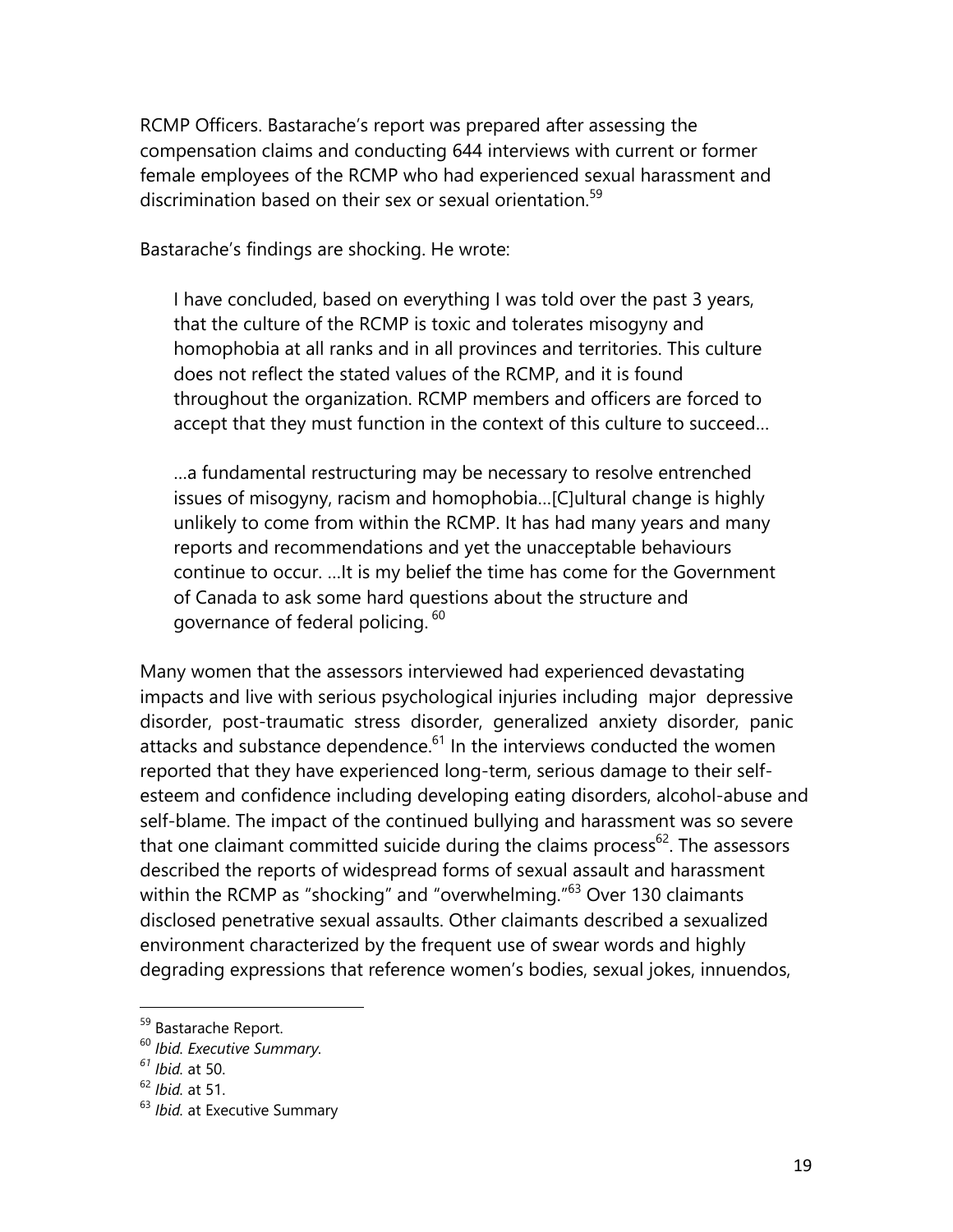RCMP Officers. Bastarache's report was prepared after assessing the compensation claims and conducting 644 interviews with current or former female employees of the RCMP who had experienced sexual harassment and discrimination based on their sex or sexual orientation.[59]

Bastarache's findings are shocking. He wrote:

> I have concluded, based on everything I was told over the past 3 years, that the culture of the RCMP is toxic and tolerates misogyny and homophobia at all ranks and in all provinces and territories. This culture does not reflect the stated values of the RCMP, and it is found throughout the organization. RCMP members and officers are forced to accept that they must function in the context of this culture to succeed…
>
> …a fundamental restructuring may be necessary to resolve entrenched issues of misogyny, racism and homophobia…[C]ultural change is highly unlikely to come from within the RCMP. It has had many years and many reports and recommendations and yet the unacceptable behaviours continue to occur. …It is my belief the time has come for the Government of Canada to ask some hard questions about the structure and governance of federal policing. [60]

Many women that the assessors interviewed had experienced devastating impacts and live with serious psychological injuries including major depressive disorder, post-traumatic stress disorder, generalized anxiety disorder, panic attacks and substance dependence.[61] In the interviews conducted the women reported that they have experienced long-term, serious damage to their self-esteem and confidence including developing eating disorders, alcohol-abuse and self-blame. The impact of the continued bullying and harassment was so severe that one claimant committed suicide during the claims process[62]. The assessors described the reports of widespread forms of sexual assault and harassment within the RCMP as "shocking" and "overwhelming."[63] Over 130 claimants disclosed penetrative sexual assaults. Other claimants described a sexualized environment characterized by the frequent use of swear words and highly degrading expressions that reference women's bodies, sexual jokes, innuendos,

---

[59] Bastarache Report.

[60] *Ibid. Executive Summary.*

[61] *Ibid.* at 50.

[62] *Ibid.* at 51.

[63] *Ibid.* at Executive Summary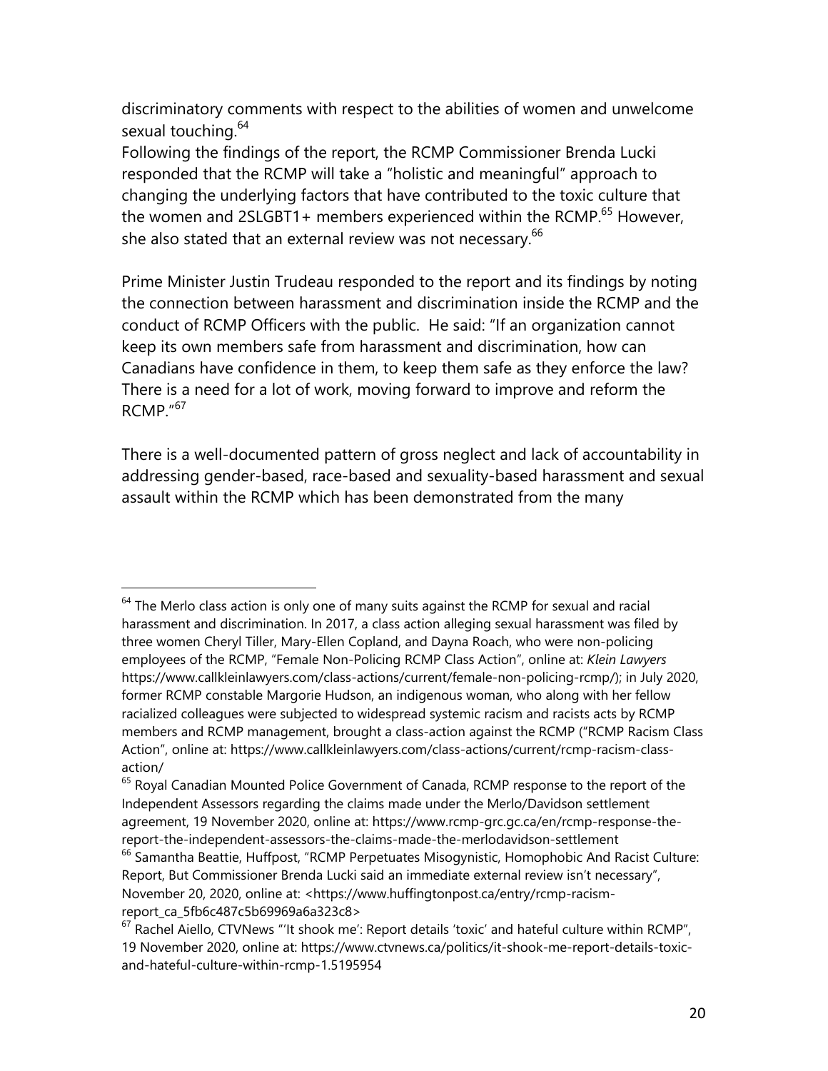discriminatory comments with respect to the abilities of women and unwelcome sexual touching.[64]

Following the findings of the report, the RCMP Commissioner Brenda Lucki responded that the RCMP will take a "holistic and meaningful" approach to changing the underlying factors that have contributed to the toxic culture that the women and 2SLGBT1+ members experienced within the RCMP.[65] However, she also stated that an external review was not necessary.[66]

Prime Minister Justin Trudeau responded to the report and its findings by noting the connection between harassment and discrimination inside the RCMP and the conduct of RCMP Officers with the public. He said: "If an organization cannot keep its own members safe from harassment and discrimination, how can Canadians have confidence in them, to keep them safe as they enforce the law? There is a need for a lot of work, moving forward to improve and reform the RCMP."[67]

There is a well-documented pattern of gross neglect and lack of accountability in addressing gender-based, race-based and sexuality-based harassment and sexual assault within the RCMP which has been demonstrated from the many

---

[64] The Merlo class action is only one of many suits against the RCMP for sexual and racial harassment and discrimination. In 2017, a class action alleging sexual harassment was filed by three women Cheryl Tiller, Mary-Ellen Copland, and Dayna Roach, who were non-policing employees of the RCMP, "Female Non-Policing RCMP Class Action", online at: *Klein Lawyers* https://www.callkleinlawyers.com/class-actions/current/female-non-policing-rcmp/); in July 2020, former RCMP constable Margorie Hudson, an indigenous woman, who along with her fellow racialized colleagues were subjected to widespread systemic racism and racists acts by RCMP members and RCMP management, brought a class-action against the RCMP ("RCMP Racism Class Action", online at: https://www.callkleinlawyers.com/class-actions/current/rcmp-racism-class-action/

[65] Royal Canadian Mounted Police Government of Canada, RCMP response to the report of the Independent Assessors regarding the claims made under the Merlo/Davidson settlement agreement, 19 November 2020, online at: https://www.rcmp-grc.gc.ca/en/rcmp-response-the-report-the-independent-assessors-the-claims-made-the-merlodavidson-settlement

[66] Samantha Beattie, Huffpost, "RCMP Perpetuates Misogynistic, Homophobic And Racist Culture: Report, But Commissioner Brenda Lucki said an immediate external review isn't necessary", November 20, 2020, online at: <https://www.huffingtonpost.ca/entry/rcmp-racism-report_ca_5fb6c487c5b69969a6a323c8>

[67] Rachel Aiello, CTVNews "'It shook me': Report details 'toxic' and hateful culture within RCMP", 19 November 2020, online at: https://www.ctvnews.ca/politics/it-shook-me-report-details-toxic-and-hateful-culture-within-rcmp-1.5195954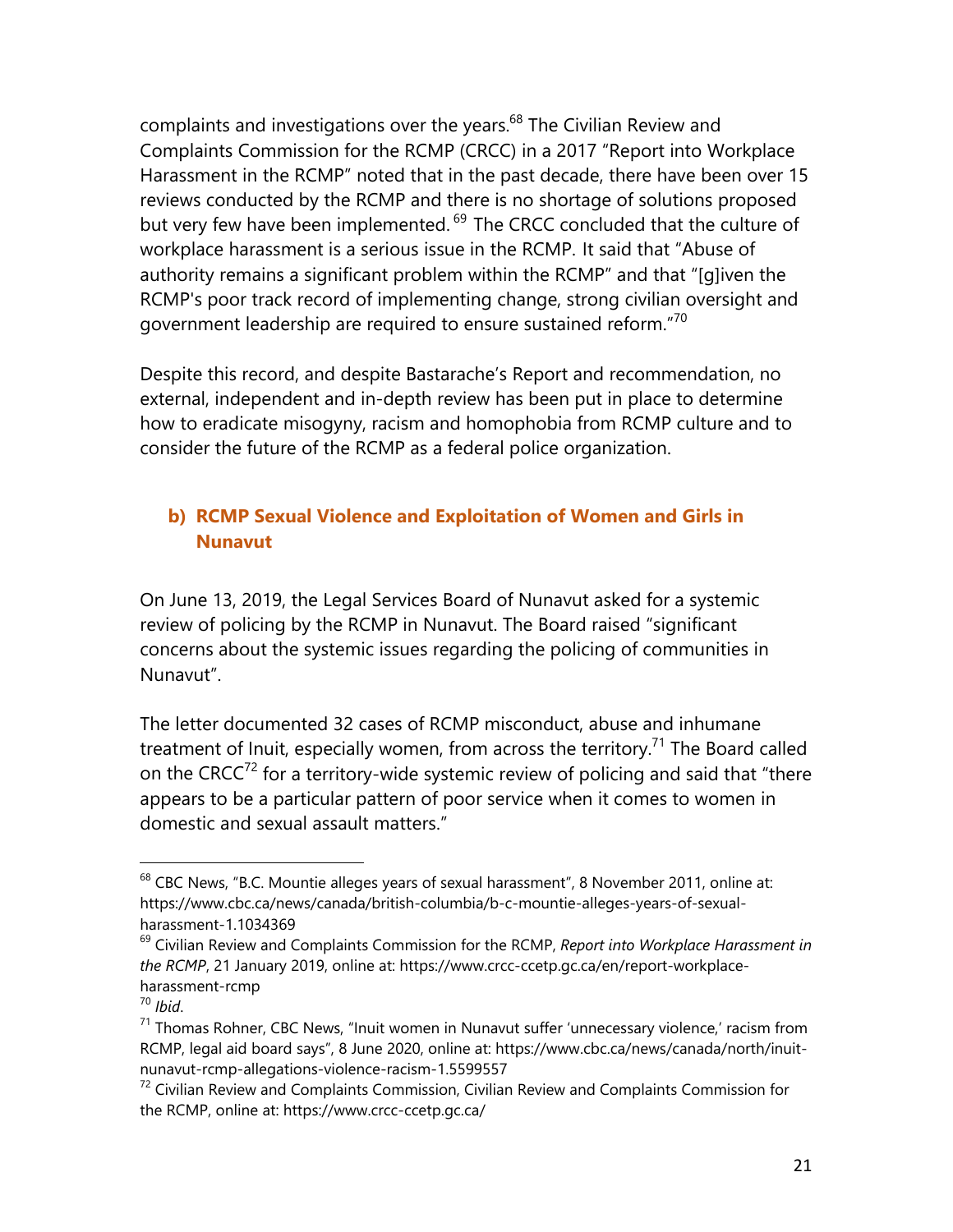complaints and investigations over the years.[68] The Civilian Review and Complaints Commission for the RCMP (CRCC) in a 2017 "Report into Workplace Harassment in the RCMP" noted that in the past decade, there have been over 15 reviews conducted by the RCMP and there is no shortage of solutions proposed but very few have been implemented.[69] The CRCC concluded that the culture of workplace harassment is a serious issue in the RCMP. It said that "Abuse of authority remains a significant problem within the RCMP" and that "[g]iven the RCMP's poor track record of implementing change, strong civilian oversight and government leadership are required to ensure sustained reform."[70]

Despite this record, and despite Bastarache's Report and recommendation, no external, independent and in-depth review has been put in place to determine how to eradicate misogyny, racism and homophobia from RCMP culture and to consider the future of the RCMP as a federal police organization.

### b) RCMP Sexual Violence and Exploitation of Women and Girls in Nunavut

On June 13, 2019, the Legal Services Board of Nunavut asked for a systemic review of policing by the RCMP in Nunavut. The Board raised "significant concerns about the systemic issues regarding the policing of communities in Nunavut".

The letter documented 32 cases of RCMP misconduct, abuse and inhumane treatment of Inuit, especially women, from across the territory.[71] The Board called on the CRCC[72] for a territory-wide systemic review of policing and said that "there appears to be a particular pattern of poor service when it comes to women in domestic and sexual assault matters."

---

[68] CBC News, "B.C. Mountie alleges years of sexual harassment", 8 November 2011, online at: https://www.cbc.ca/news/canada/british-columbia/b-c-mountie-alleges-years-of-sexual-harassment-1.1034369

[69] Civilian Review and Complaints Commission for the RCMP, *Report into Workplace Harassment in the RCMP*, 21 January 2019, online at: https://www.crcc-ccetp.gc.ca/en/report-workplace-harassment-rcmp

[70] *Ibid*.

[71] Thomas Rohner, CBC News, "Inuit women in Nunavut suffer 'unnecessary violence,' racism from RCMP, legal aid board says", 8 June 2020, online at: https://www.cbc.ca/news/canada/north/inuit-nunavut-rcmp-allegations-violence-racism-1.5599557

[72] Civilian Review and Complaints Commission, Civilian Review and Complaints Commission for the RCMP, online at: https://www.crcc-ccetp.gc.ca/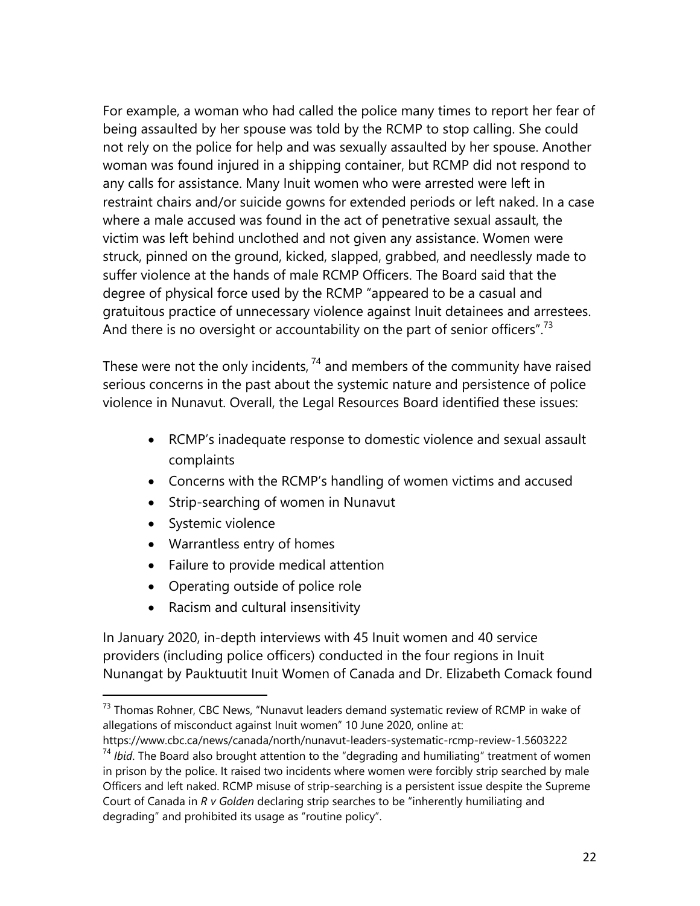For example, a woman who had called the police many times to report her fear of being assaulted by her spouse was told by the RCMP to stop calling. She could not rely on the police for help and was sexually assaulted by her spouse. Another woman was found injured in a shipping container, but RCMP did not respond to any calls for assistance. Many Inuit women who were arrested were left in restraint chairs and/or suicide gowns for extended periods or left naked. In a case where a male accused was found in the act of penetrative sexual assault, the victim was left behind unclothed and not given any assistance. Women were struck, pinned on the ground, kicked, slapped, grabbed, and needlessly made to suffer violence at the hands of male RCMP Officers. The Board said that the degree of physical force used by the RCMP "appeared to be a casual and gratuitous practice of unnecessary violence against Inuit detainees and arrestees. And there is no oversight or accountability on the part of senior officers".[73]

These were not the only incidents,[74] and members of the community have raised serious concerns in the past about the systemic nature and persistence of police violence in Nunavut. Overall, the Legal Resources Board identified these issues:

- RCMP's inadequate response to domestic violence and sexual assault complaints
- Concerns with the RCMP's handling of women victims and accused
- Strip-searching of women in Nunavut
- Systemic violence
- Warrantless entry of homes
- Failure to provide medical attention
- Operating outside of police role
- Racism and cultural insensitivity

In January 2020, in-depth interviews with 45 Inuit women and 40 service providers (including police officers) conducted in the four regions in Inuit Nunangat by Pauktuutit Inuit Women of Canada and Dr. Elizabeth Comack found

[73] Thomas Rohner, CBC News, "Nunavut leaders demand systematic review of RCMP in wake of allegations of misconduct against Inuit women" 10 June 2020, online at: https://www.cbc.ca/news/canada/north/nunavut-leaders-systematic-rcmp-review-1.5603222

[74] *Ibid*. The Board also brought attention to the "degrading and humiliating" treatment of women in prison by the police. It raised two incidents where women were forcibly strip searched by male Officers and left naked. RCMP misuse of strip-searching is a persistent issue despite the Supreme Court of Canada in *R v Golden* declaring strip searches to be "inherently humiliating and degrading" and prohibited its usage as "routine policy".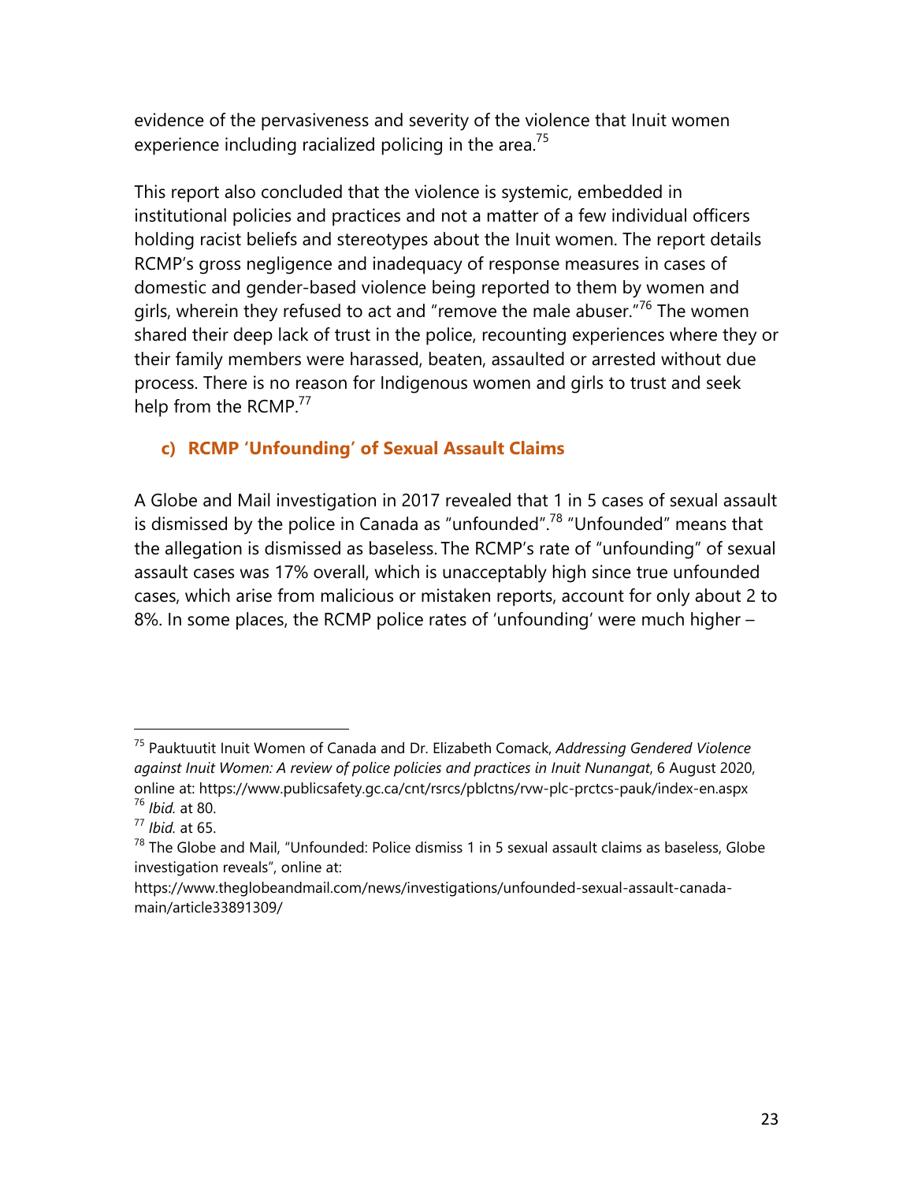evidence of the pervasiveness and severity of the violence that Inuit women experience including racialized policing in the area.[75]

This report also concluded that the violence is systemic, embedded in institutional policies and practices and not a matter of a few individual officers holding racist beliefs and stereotypes about the Inuit women. The report details RCMP's gross negligence and inadequacy of response measures in cases of domestic and gender-based violence being reported to them by women and girls, wherein they refused to act and "remove the male abuser."[76] The women shared their deep lack of trust in the police, recounting experiences where they or their family members were harassed, beaten, assaulted or arrested without due process. There is no reason for Indigenous women and girls to trust and seek help from the RCMP.[77]

### c) RCMP 'Unfounding' of Sexual Assault Claims

A Globe and Mail investigation in 2017 revealed that 1 in 5 cases of sexual assault is dismissed by the police in Canada as "unfounded".[78] "Unfounded" means that the allegation is dismissed as baseless. The RCMP's rate of "unfounding" of sexual assault cases was 17% overall, which is unacceptably high since true unfounded cases, which arise from malicious or mistaken reports, account for only about 2 to 8%. In some places, the RCMP police rates of 'unfounding' were much higher –

---

[75] Pauktuutit Inuit Women of Canada and Dr. Elizabeth Comack, *Addressing Gendered Violence against Inuit Women: A review of police policies and practices in Inuit Nunangat*, 6 August 2020, online at: https://www.publicsafety.gc.ca/cnt/rsrcs/pblctns/rvw-plc-prctcs-pauk/index-en.aspx

[76] *Ibid.* at 80.

[77] *Ibid.* at 65.

[78] The Globe and Mail, "Unfounded: Police dismiss 1 in 5 sexual assault claims as baseless, Globe investigation reveals", online at: https://www.theglobeandmail.com/news/investigations/unfounded-sexual-assault-canada-main/article33891309/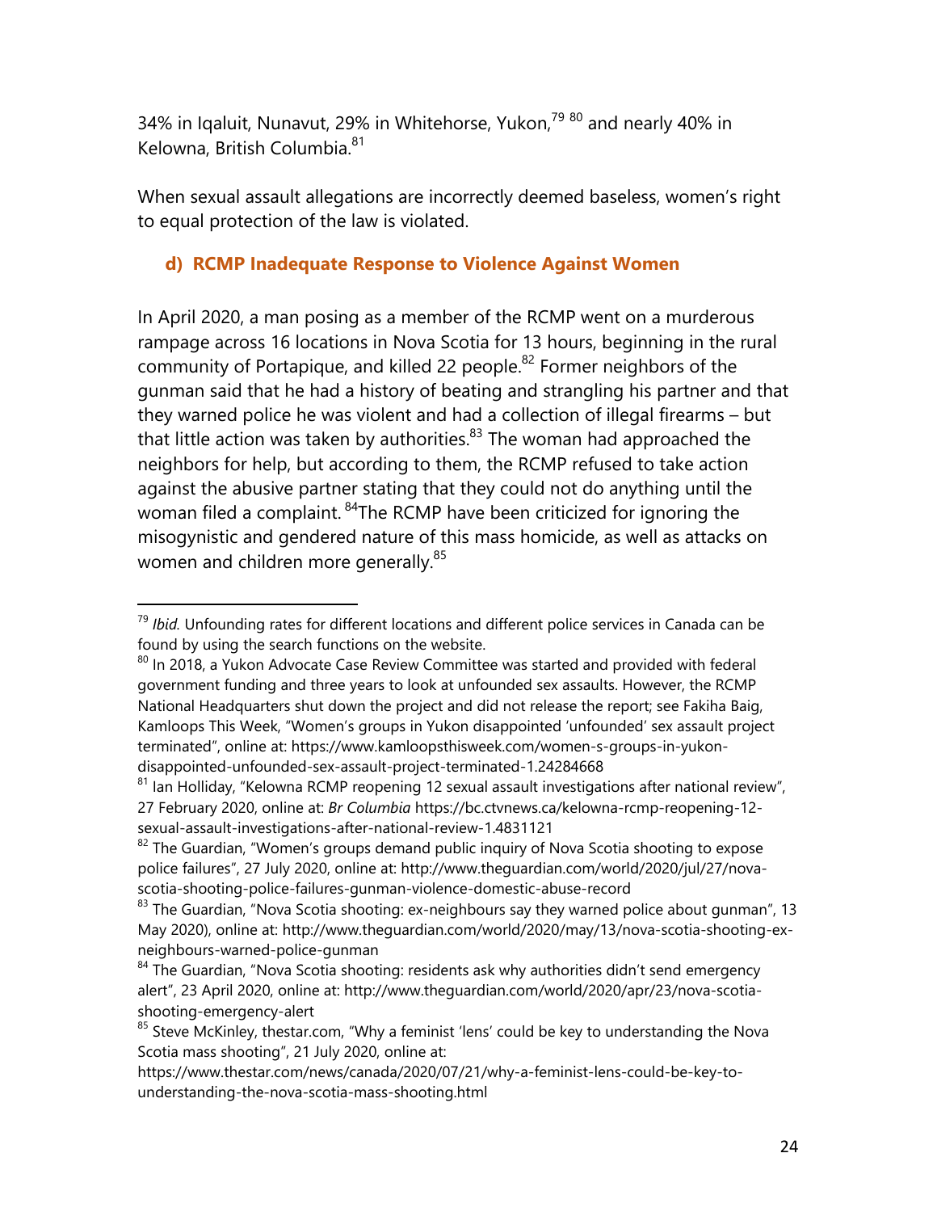34% in Iqaluit, Nunavut, 29% in Whitehorse, Yukon,[79] [80] and nearly 40% in Kelowna, British Columbia.[81]

When sexual assault allegations are incorrectly deemed baseless, women's right to equal protection of the law is violated.

### d) RCMP Inadequate Response to Violence Against Women

In April 2020, a man posing as a member of the RCMP went on a murderous rampage across 16 locations in Nova Scotia for 13 hours, beginning in the rural community of Portapique, and killed 22 people.[82] Former neighbors of the gunman said that he had a history of beating and strangling his partner and that they warned police he was violent and had a collection of illegal firearms – but that little action was taken by authorities.[83] The woman had approached the neighbors for help, but according to them, the RCMP refused to take action against the abusive partner stating that they could not do anything until the woman filed a complaint. [84]The RCMP have been criticized for ignoring the misogynistic and gendered nature of this mass homicide, as well as attacks on women and children more generally.[85]

---

[79] *Ibid*. Unfounding rates for different locations and different police services in Canada can be found by using the search functions on the website.

[80] In 2018, a Yukon Advocate Case Review Committee was started and provided with federal government funding and three years to look at unfounded sex assaults. However, the RCMP National Headquarters shut down the project and did not release the report; see Fakiha Baig, Kamloops This Week, "Women's groups in Yukon disappointed 'unfounded' sex assault project terminated", online at: https://www.kamloopsthisweek.com/women-s-groups-in-yukon-disappointed-unfounded-sex-assault-project-terminated-1.24284668

[81] Ian Holliday, "Kelowna RCMP reopening 12 sexual assault investigations after national review", 27 February 2020, online at: *Br Columbia* https://bc.ctvnews.ca/kelowna-rcmp-reopening-12-sexual-assault-investigations-after-national-review-1.4831121

[82] The Guardian, "Women's groups demand public inquiry of Nova Scotia shooting to expose police failures", 27 July 2020, online at: http://www.theguardian.com/world/2020/jul/27/nova-scotia-shooting-police-failures-gunman-violence-domestic-abuse-record

[83] The Guardian, "Nova Scotia shooting: ex-neighbours say they warned police about gunman", 13 May 2020), online at: http://www.theguardian.com/world/2020/may/13/nova-scotia-shooting-ex-neighbours-warned-police-gunman

[84] The Guardian, "Nova Scotia shooting: residents ask why authorities didn't send emergency alert", 23 April 2020, online at: http://www.theguardian.com/world/2020/apr/23/nova-scotia-shooting-emergency-alert

[85] Steve McKinley, thestar.com, "Why a feminist 'lens' could be key to understanding the Nova Scotia mass shooting", 21 July 2020, online at: https://www.thestar.com/news/canada/2020/07/21/why-a-feminist-lens-could-be-key-to-understanding-the-nova-scotia-mass-shooting.html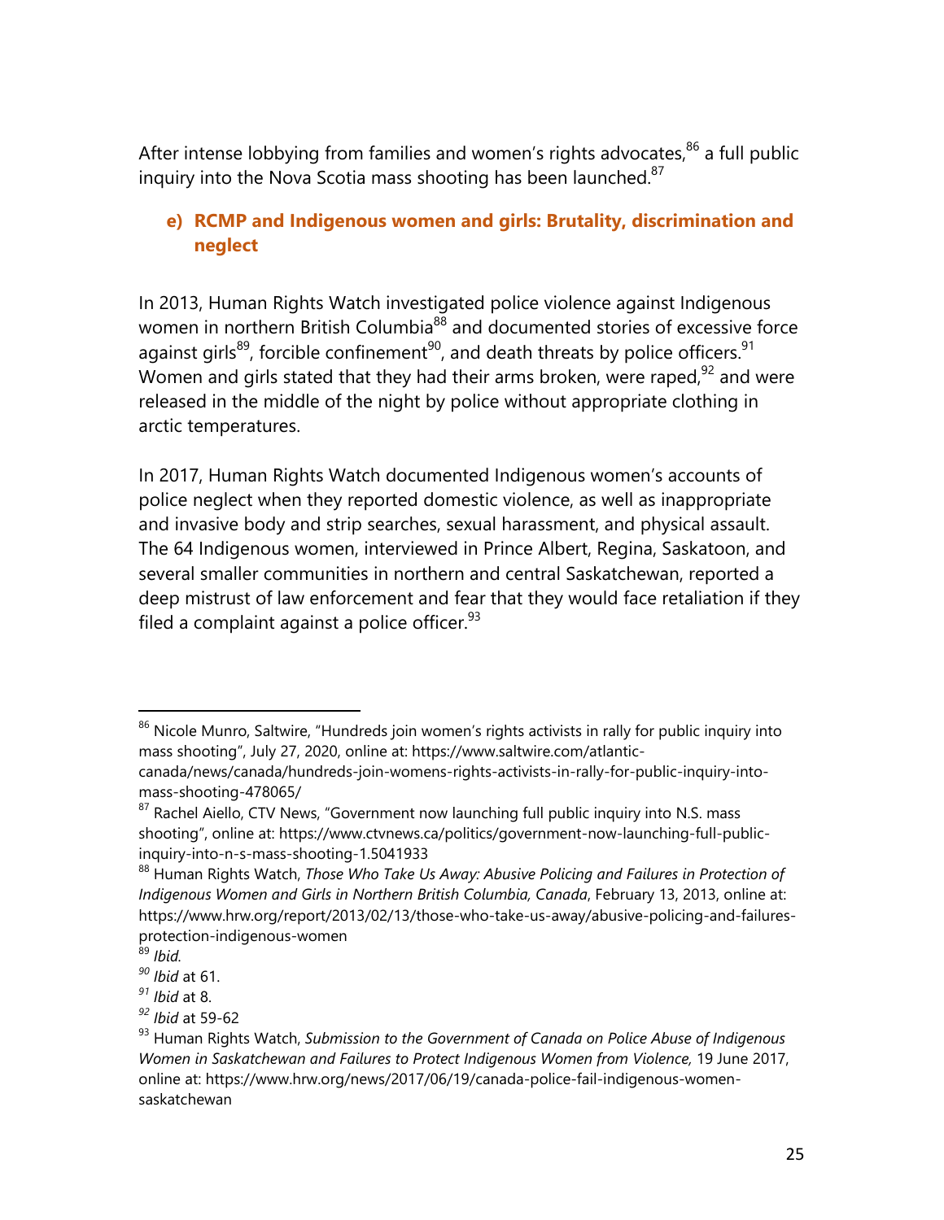After intense lobbying from families and women's rights advocates,[86] a full public inquiry into the Nova Scotia mass shooting has been launched.[87]

### e) RCMP and Indigenous women and girls: Brutality, discrimination and neglect

In 2013, Human Rights Watch investigated police violence against Indigenous women in northern British Columbia[88] and documented stories of excessive force against girls[89], forcible confinement[90], and death threats by police officers.[91] Women and girls stated that they had their arms broken, were raped,[92] and were released in the middle of the night by police without appropriate clothing in arctic temperatures.

In 2017, Human Rights Watch documented Indigenous women's accounts of police neglect when they reported domestic violence, as well as inappropriate and invasive body and strip searches, sexual harassment, and physical assault. The 64 Indigenous women, interviewed in Prince Albert, Regina, Saskatoon, and several smaller communities in northern and central Saskatchewan, reported a deep mistrust of law enforcement and fear that they would face retaliation if they filed a complaint against a police officer.[93]

---

[86] Nicole Munro, Saltwire, "Hundreds join women's rights activists in rally for public inquiry into mass shooting", July 27, 2020, online at: https://www.saltwire.com/atlantic-canada/news/canada/hundreds-join-womens-rights-activists-in-rally-for-public-inquiry-into-mass-shooting-478065/

[87] Rachel Aiello, CTV News, "Government now launching full public inquiry into N.S. mass shooting", online at: https://www.ctvnews.ca/politics/government-now-launching-full-public-inquiry-into-n-s-mass-shooting-1.5041933

[88] Human Rights Watch, *Those Who Take Us Away: Abusive Policing and Failures in Protection of Indigenous Women and Girls in Northern British Columbia, Canada*, February 13, 2013, online at: https://www.hrw.org/report/2013/02/13/those-who-take-us-away/abusive-policing-and-failures-protection-indigenous-women

[89] *Ibid.*

[90] *Ibid* at 61.

[91] *Ibid* at 8.

[92] *Ibid* at 59-62

[93] Human Rights Watch, *Submission to the Government of Canada on Police Abuse of Indigenous Women in Saskatchewan and Failures to Protect Indigenous Women from Violence,* 19 June 2017, online at: https://www.hrw.org/news/2017/06/19/canada-police-fail-indigenous-women-saskatchewan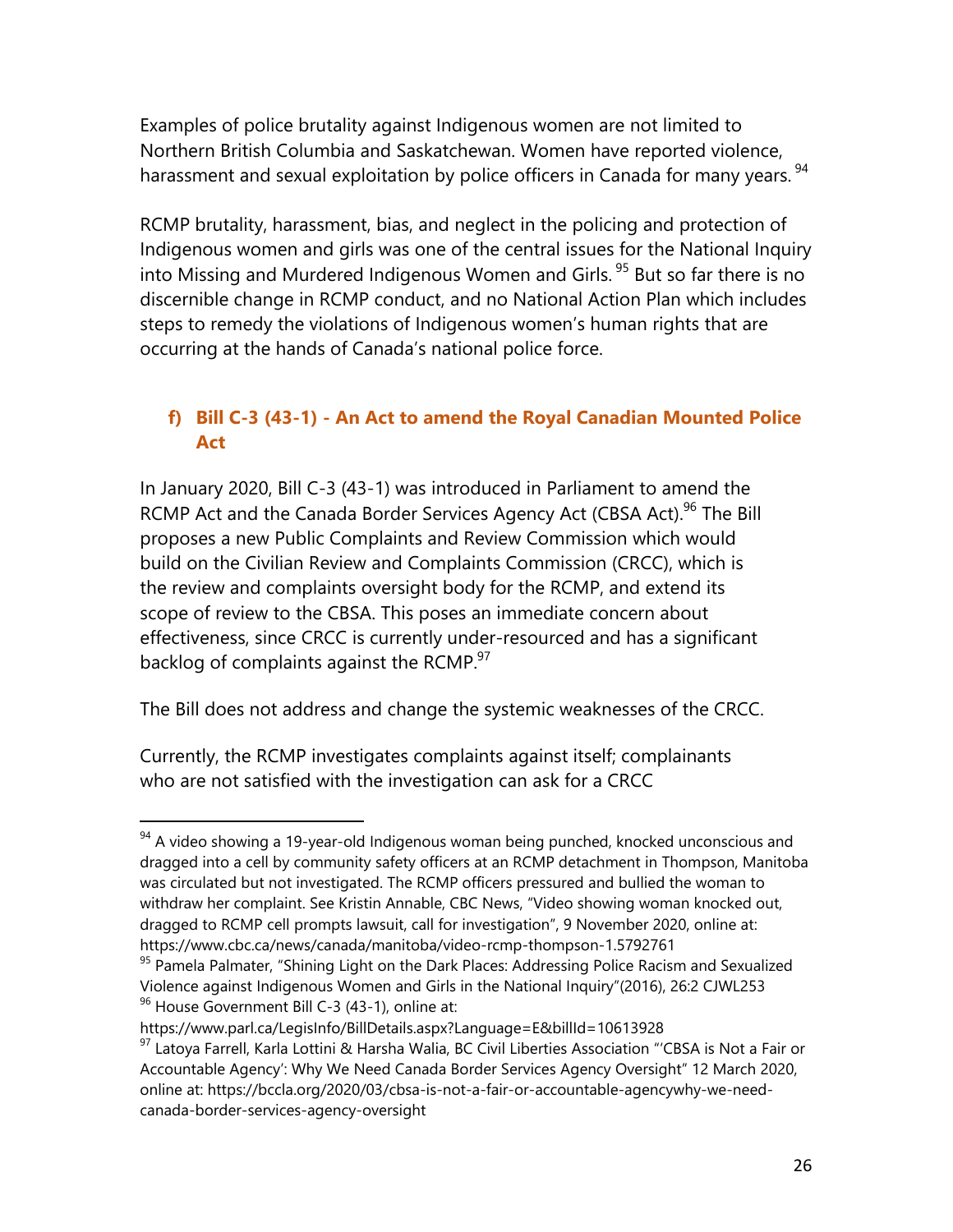Examples of police brutality against Indigenous women are not limited to Northern British Columbia and Saskatchewan. Women have reported violence, harassment and sexual exploitation by police officers in Canada for many years. [94]

RCMP brutality, harassment, bias, and neglect in the policing and protection of Indigenous women and girls was one of the central issues for the National Inquiry into Missing and Murdered Indigenous Women and Girls. [95] But so far there is no discernible change in RCMP conduct, and no National Action Plan which includes steps to remedy the violations of Indigenous women's human rights that are occurring at the hands of Canada's national police force.

### f) Bill C-3 (43-1) - An Act to amend the Royal Canadian Mounted Police Act

In January 2020, Bill C-3 (43-1) was introduced in Parliament to amend the RCMP Act and the Canada Border Services Agency Act (CBSA Act).[96] The Bill proposes a new Public Complaints and Review Commission which would build on the Civilian Review and Complaints Commission (CRCC), which is the review and complaints oversight body for the RCMP, and extend its scope of review to the CBSA. This poses an immediate concern about effectiveness, since CRCC is currently under-resourced and has a significant backlog of complaints against the RCMP.[97]

The Bill does not address and change the systemic weaknesses of the CRCC.

Currently, the RCMP investigates complaints against itself; complainants who are not satisfied with the investigation can ask for a CRCC

---

[94] A video showing a 19-year-old Indigenous woman being punched, knocked unconscious and dragged into a cell by community safety officers at an RCMP detachment in Thompson, Manitoba was circulated but not investigated. The RCMP officers pressured and bullied the woman to withdraw her complaint. See Kristin Annable, CBC News, "Video showing woman knocked out, dragged to RCMP cell prompts lawsuit, call for investigation", 9 November 2020, online at: https://www.cbc.ca/news/canada/manitoba/video-rcmp-thompson-1.5792761

[95] Pamela Palmater, "Shining Light on the Dark Places: Addressing Police Racism and Sexualized Violence against Indigenous Women and Girls in the National Inquiry"(2016), 26:2 CJWL253

[96] House Government Bill C-3 (43-1), online at: https://www.parl.ca/LegisInfo/BillDetails.aspx?Language=E&billId=10613928

[97] Latoya Farrell, Karla Lottini & Harsha Walia, BC Civil Liberties Association "'CBSA is Not a Fair or Accountable Agency': Why We Need Canada Border Services Agency Oversight" 12 March 2020, online at: https://bccla.org/2020/03/cbsa-is-not-a-fair-or-accountable-agencywhy-we-need-canada-border-services-agency-oversight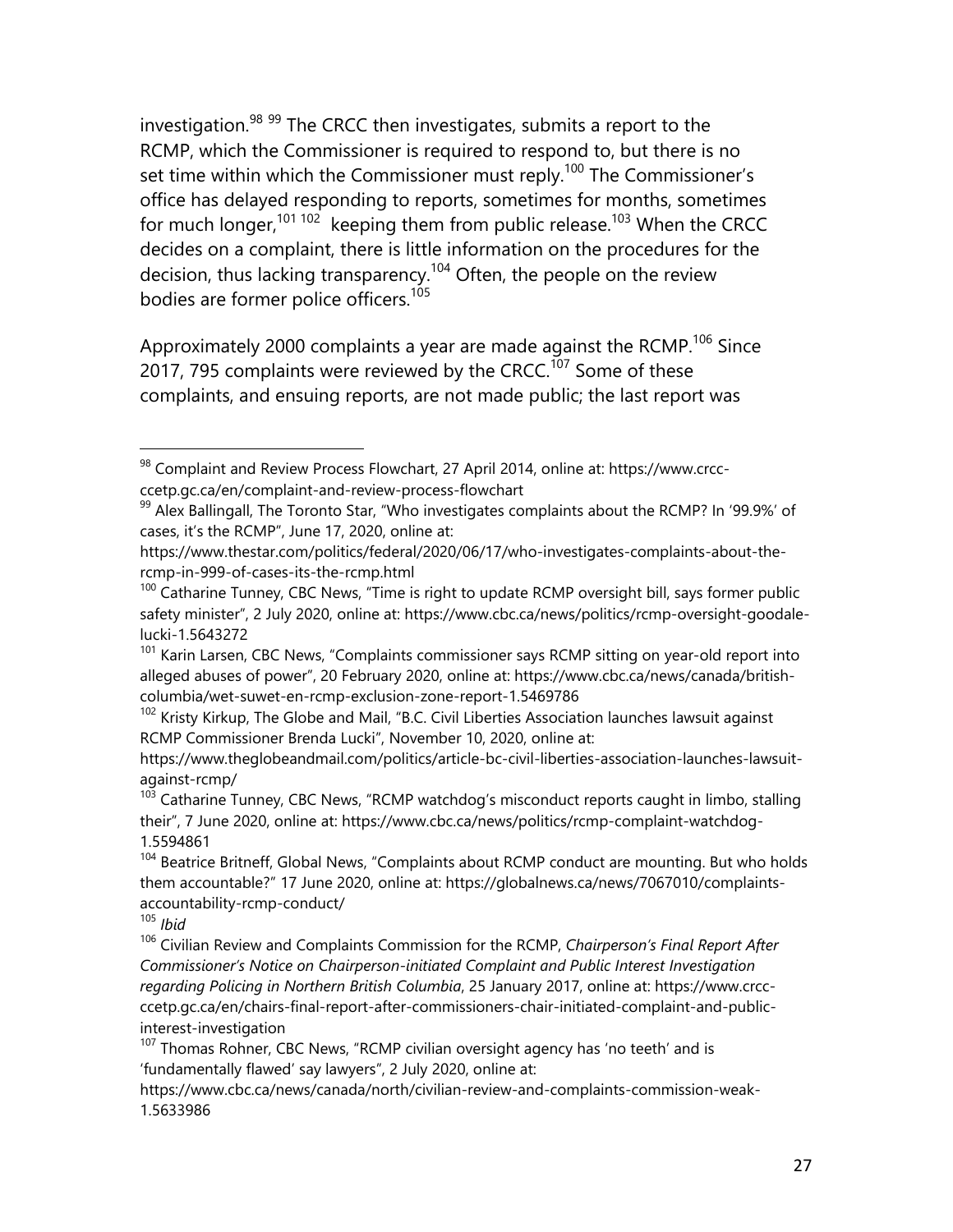investigation.[98] [99] The CRCC then investigates, submits a report to the RCMP, which the Commissioner is required to respond to, but there is no set time within which the Commissioner must reply.[100] The Commissioner's office has delayed responding to reports, sometimes for months, sometimes for much longer,[101] [102] keeping them from public release.[103] When the CRCC decides on a complaint, there is little information on the procedures for the decision, thus lacking transparency.[104] Often, the people on the review bodies are former police officers.[105]

Approximately 2000 complaints a year are made against the RCMP.[106] Since 2017, 795 complaints were reviewed by the CRCC.[107] Some of these complaints, and ensuing reports, are not made public; the last report was

---

[98] Complaint and Review Process Flowchart, 27 April 2014, online at: https://www.crcc-ccetp.gc.ca/en/complaint-and-review-process-flowchart

[99] Alex Ballingall, The Toronto Star, "Who investigates complaints about the RCMP? In '99.9%' of cases, it's the RCMP", June 17, 2020, online at: https://www.thestar.com/politics/federal/2020/06/17/who-investigates-complaints-about-the-rcmp-in-999-of-cases-its-the-rcmp.html

[100] Catharine Tunney, CBC News, "Time is right to update RCMP oversight bill, says former public safety minister", 2 July 2020, online at: https://www.cbc.ca/news/politics/rcmp-oversight-goodale-lucki-1.5643272

[101] Karin Larsen, CBC News, "Complaints commissioner says RCMP sitting on year-old report into alleged abuses of power", 20 February 2020, online at: https://www.cbc.ca/news/canada/british-columbia/wet-suwet-en-rcmp-exclusion-zone-report-1.5469786

[102] Kristy Kirkup, The Globe and Mail, "B.C. Civil Liberties Association launches lawsuit against RCMP Commissioner Brenda Lucki", November 10, 2020, online at: https://www.theglobeandmail.com/politics/article-bc-civil-liberties-association-launches-lawsuit-against-rcmp/

[103] Catharine Tunney, CBC News, "RCMP watchdog's misconduct reports caught in limbo, stalling their", 7 June 2020, online at: https://www.cbc.ca/news/politics/rcmp-complaint-watchdog-1.5594861

[104] Beatrice Britneff, Global News, "Complaints about RCMP conduct are mounting. But who holds them accountable?" 17 June 2020, online at: https://globalnews.ca/news/7067010/complaints-accountability-rcmp-conduct/

[105] *Ibid*

[106] Civilian Review and Complaints Commission for the RCMP, *Chairperson's Final Report After Commissioner's Notice on Chairperson-initiated Complaint and Public Interest Investigation regarding Policing in Northern British Columbia*, 25 January 2017, online at: https://www.crcc-ccetp.gc.ca/en/chairs-final-report-after-commissioners-chair-initiated-complaint-and-public-interest-investigation

[107] Thomas Rohner, CBC News, "RCMP civilian oversight agency has 'no teeth' and is 'fundamentally flawed' say lawyers", 2 July 2020, online at: https://www.cbc.ca/news/canada/north/civilian-review-and-complaints-commission-weak-1.5633986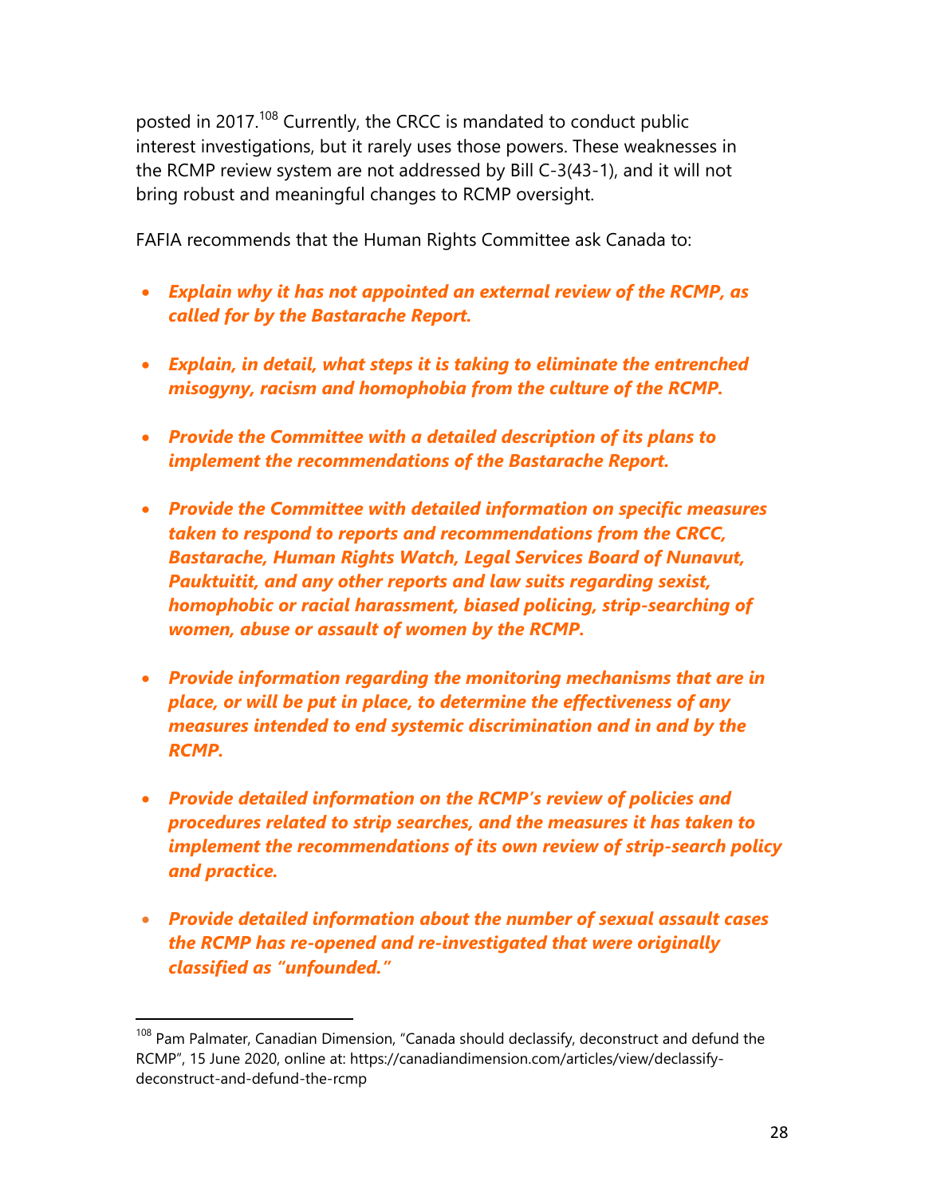posted in 2017.[108] Currently, the CRCC is mandated to conduct public interest investigations, but it rarely uses those powers. These weaknesses in the RCMP review system are not addressed by Bill C-3(43-1), and it will not bring robust and meaningful changes to RCMP oversight.

FAFIA recommends that the Human Rights Committee ask Canada to:

- ***Explain why it has not appointed an external review of the RCMP, as called for by the Bastarache Report.***
- ***Explain, in detail, what steps it is taking to eliminate the entrenched misogyny, racism and homophobia from the culture of the RCMP.***
- ***Provide the Committee with a detailed description of its plans to implement the recommendations of the Bastarache Report.***
- ***Provide the Committee with detailed information on specific measures taken to respond to reports and recommendations from the CRCC, Bastarache, Human Rights Watch, Legal Services Board of Nunavut, Pauktuitit, and any other reports and law suits regarding sexist, homophobic or racial harassment, biased policing, strip-searching of women, abuse or assault of women by the RCMP.***
- ***Provide information regarding the monitoring mechanisms that are in place, or will be put in place, to determine the effectiveness of any measures intended to end systemic discrimination and in and by the RCMP.***
- ***Provide detailed information on the RCMP's review of policies and procedures related to strip searches, and the measures it has taken to implement the recommendations of its own review of strip-search policy and practice.***
- ***Provide detailed information about the number of sexual assault cases the RCMP has re-opened and re-investigated that were originally classified as "unfounded."***

[108] Pam Palmater, Canadian Dimension, "Canada should declassify, deconstruct and defund the RCMP", 15 June 2020, online at: https://canadiandimension.com/articles/view/declassify-deconstruct-and-defund-the-rcmp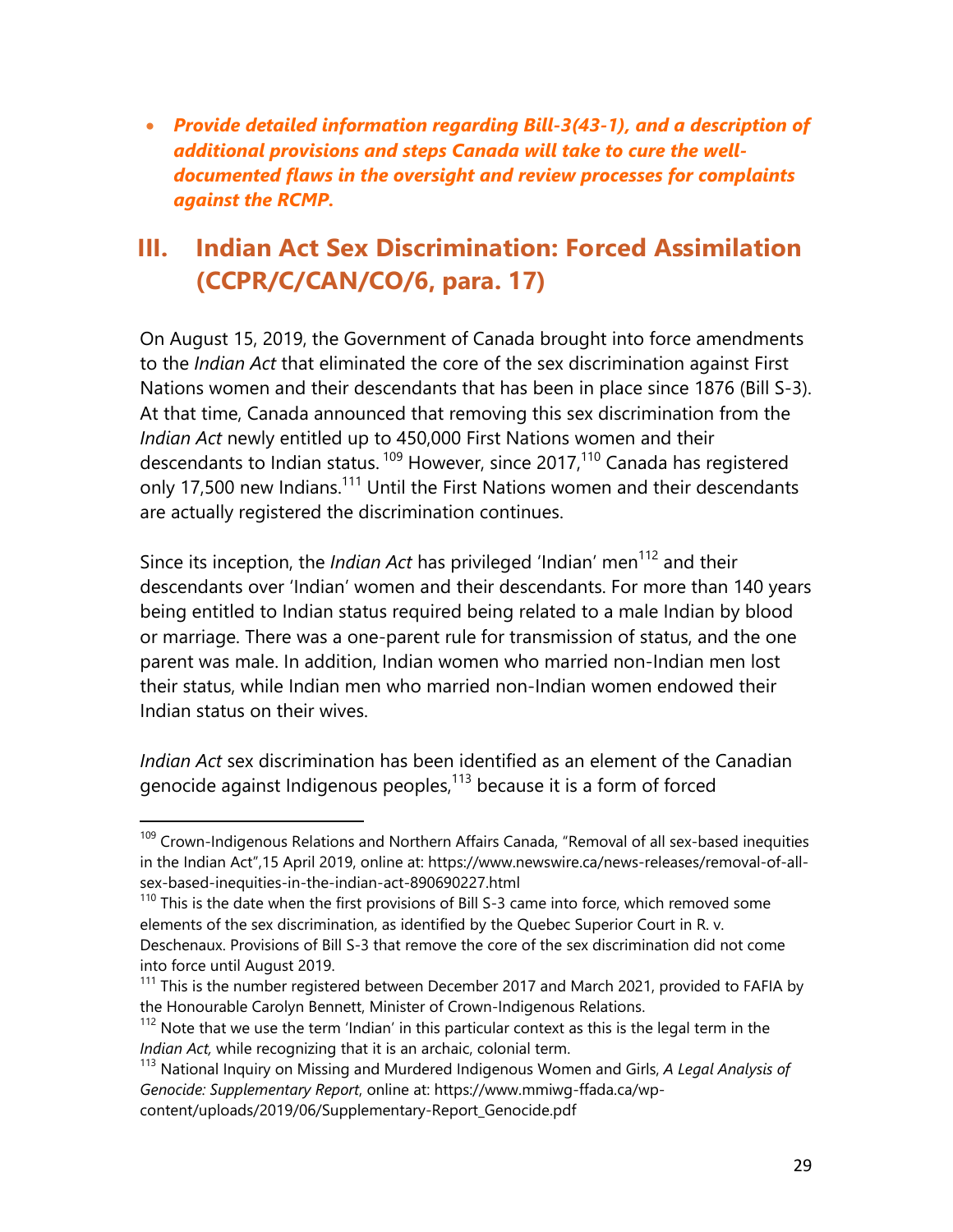- ***Provide detailed information regarding Bill-3(43-1), and a description of additional provisions and steps Canada will take to cure the well-documented flaws in the oversight and review processes for complaints against the RCMP.***

## III. Indian Act Sex Discrimination: Forced Assimilation (CCPR/C/CAN/CO/6, para. 17)

On August 15, 2019, the Government of Canada brought into force amendments to the *Indian Act* that eliminated the core of the sex discrimination against First Nations women and their descendants that has been in place since 1876 (Bill S-3). At that time, Canada announced that removing this sex discrimination from the *Indian Act* newly entitled up to 450,000 First Nations women and their descendants to Indian status.[109] However, since 2017,[110] Canada has registered only 17,500 new Indians.[111] Until the First Nations women and their descendants are actually registered the discrimination continues.

Since its inception, the *Indian Act* has privileged 'Indian' men[112] and their descendants over 'Indian' women and their descendants. For more than 140 years being entitled to Indian status required being related to a male Indian by blood or marriage. There was a one-parent rule for transmission of status, and the one parent was male. In addition, Indian women who married non-Indian men lost their status, while Indian men who married non-Indian women endowed their Indian status on their wives.

*Indian Act* sex discrimination has been identified as an element of the Canadian genocide against Indigenous peoples,[113] because it is a form of forced

---

[109] Crown-Indigenous Relations and Northern Affairs Canada, "Removal of all sex-based inequities in the Indian Act",15 April 2019, online at: https://www.newswire.ca/news-releases/removal-of-all-sex-based-inequities-in-the-indian-act-890690227.html

[110] This is the date when the first provisions of Bill S-3 came into force, which removed some elements of the sex discrimination, as identified by the Quebec Superior Court in R. v. Deschenaux. Provisions of Bill S-3 that remove the core of the sex discrimination did not come into force until August 2019.

[111] This is the number registered between December 2017 and March 2021, provided to FAFIA by the Honourable Carolyn Bennett, Minister of Crown-Indigenous Relations.

[112] Note that we use the term 'Indian' in this particular context as this is the legal term in the *Indian Act,* while recognizing that it is an archaic, colonial term.

[113] National Inquiry on Missing and Murdered Indigenous Women and Girls, *A Legal Analysis of Genocide: Supplementary Report*, online at: https://www.mmiwg-ffada.ca/wp-content/uploads/2019/06/Supplementary-Report_Genocide.pdf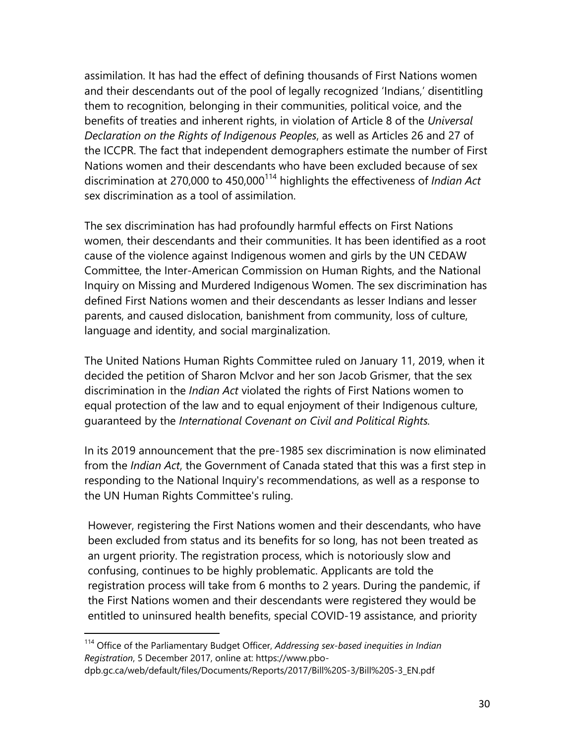assimilation. It has had the effect of defining thousands of First Nations women and their descendants out of the pool of legally recognized 'Indians,' disentitling them to recognition, belonging in their communities, political voice, and the benefits of treaties and inherent rights, in violation of Article 8 of the *Universal Declaration on the Rights of Indigenous Peoples*, as well as Articles 26 and 27 of the ICCPR. The fact that independent demographers estimate the number of First Nations women and their descendants who have been excluded because of sex discrimination at 270,000 to 450,000[114] highlights the effectiveness of *Indian Act* sex discrimination as a tool of assimilation.

The sex discrimination has had profoundly harmful effects on First Nations women, their descendants and their communities. It has been identified as a root cause of the violence against Indigenous women and girls by the UN CEDAW Committee, the Inter-American Commission on Human Rights, and the National Inquiry on Missing and Murdered Indigenous Women. The sex discrimination has defined First Nations women and their descendants as lesser Indians and lesser parents, and caused dislocation, banishment from community, loss of culture, language and identity, and social marginalization.

The United Nations Human Rights Committee ruled on January 11, 2019, when it decided the petition of Sharon McIvor and her son Jacob Grismer, that the sex discrimination in the *Indian Act* violated the rights of First Nations women to equal protection of the law and to equal enjoyment of their Indigenous culture, guaranteed by the *International Covenant on Civil and Political Rights.*

In its 2019 announcement that the pre-1985 sex discrimination is now eliminated from the *Indian Act*, the Government of Canada stated that this was a first step in responding to the National Inquiry's recommendations, as well as a response to the UN Human Rights Committee's ruling.

However, registering the First Nations women and their descendants, who have been excluded from status and its benefits for so long, has not been treated as an urgent priority. The registration process, which is notoriously slow and confusing, continues to be highly problematic. Applicants are told the registration process will take from 6 months to 2 years. During the pandemic, if the First Nations women and their descendants were registered they would be entitled to uninsured health benefits, special COVID-19 assistance, and priority

[114] Office of the Parliamentary Budget Officer, *Addressing sex-based inequities in Indian Registration*, 5 December 2017, online at: https://www.pbo-dpb.gc.ca/web/default/files/Documents/Reports/2017/Bill%20S-3/Bill%20S-3_EN.pdf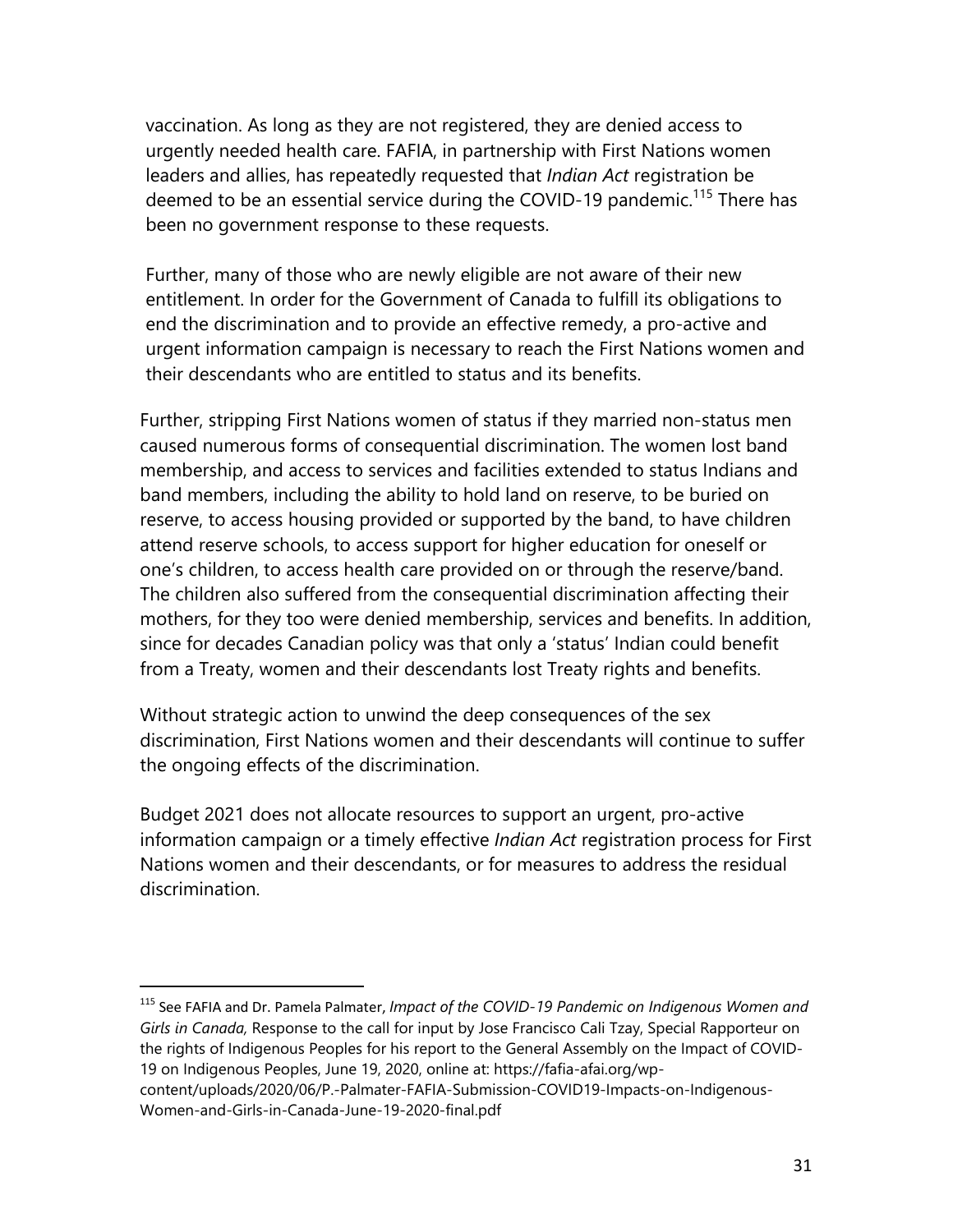vaccination. As long as they are not registered, they are denied access to urgently needed health care. FAFIA, in partnership with First Nations women leaders and allies, has repeatedly requested that *Indian Act* registration be deemed to be an essential service during the COVID-19 pandemic.[115] There has been no government response to these requests.

Further, many of those who are newly eligible are not aware of their new entitlement. In order for the Government of Canada to fulfill its obligations to end the discrimination and to provide an effective remedy, a pro-active and urgent information campaign is necessary to reach the First Nations women and their descendants who are entitled to status and its benefits.

Further, stripping First Nations women of status if they married non-status men caused numerous forms of consequential discrimination. The women lost band membership, and access to services and facilities extended to status Indians and band members, including the ability to hold land on reserve, to be buried on reserve, to access housing provided or supported by the band, to have children attend reserve schools, to access support for higher education for oneself or one's children, to access health care provided on or through the reserve/band. The children also suffered from the consequential discrimination affecting their mothers, for they too were denied membership, services and benefits. In addition, since for decades Canadian policy was that only a 'status' Indian could benefit from a Treaty, women and their descendants lost Treaty rights and benefits.

Without strategic action to unwind the deep consequences of the sex discrimination, First Nations women and their descendants will continue to suffer the ongoing effects of the discrimination.

Budget 2021 does not allocate resources to support an urgent, pro-active information campaign or a timely effective *Indian Act* registration process for First Nations women and their descendants, or for measures to address the residual discrimination.

---

[115] See FAFIA and Dr. Pamela Palmater, *Impact of the COVID-19 Pandemic on Indigenous Women and Girls in Canada,* Response to the call for input by Jose Francisco Cali Tzay, Special Rapporteur on the rights of Indigenous Peoples for his report to the General Assembly on the Impact of COVID-19 on Indigenous Peoples, June 19, 2020, online at: https://fafia-afai.org/wp-content/uploads/2020/06/P.-Palmater-FAFIA-Submission-COVID19-Impacts-on-Indigenous-Women-and-Girls-in-Canada-June-19-2020-final.pdf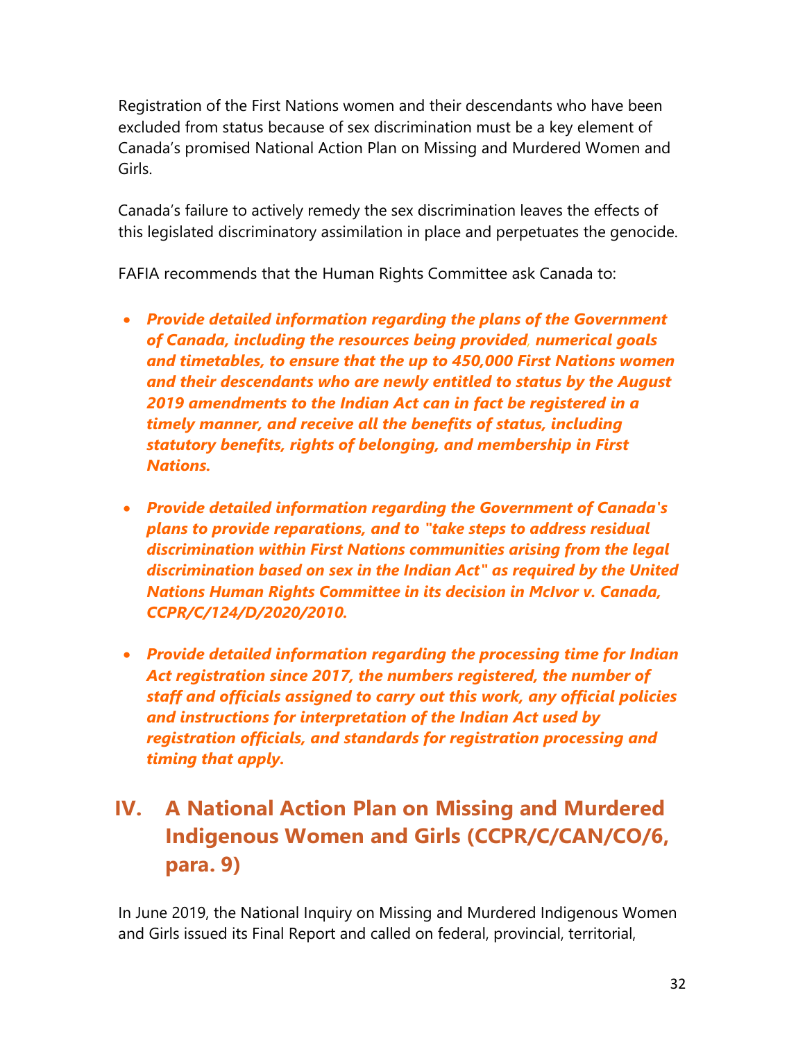Registration of the First Nations women and their descendants who have been excluded from status because of sex discrimination must be a key element of Canada's promised National Action Plan on Missing and Murdered Women and Girls.

Canada's failure to actively remedy the sex discrimination leaves the effects of this legislated discriminatory assimilation in place and perpetuates the genocide.

FAFIA recommends that the Human Rights Committee ask Canada to:

- ***Provide detailed information regarding the plans of the Government of Canada, including the resources being provided, numerical goals and timetables, to ensure that the up to 450,000 First Nations women and their descendants who are newly entitled to status by the August 2019 amendments to the Indian Act can in fact be registered in a timely manner, and receive all the benefits of status, including statutory benefits, rights of belonging, and membership in First Nations.***

- ***Provide detailed information regarding the Government of Canada's plans to provide reparations, and to "take steps to address residual discrimination within First Nations communities arising from the legal discrimination based on sex in the Indian Act" as required by the United Nations Human Rights Committee in its decision in McIvor v. Canada, CCPR/C/124/D/2020/2010.***

- ***Provide detailed information regarding the processing time for Indian Act registration since 2017, the numbers registered, the number of staff and officials assigned to carry out this work, any official policies and instructions for interpretation of the Indian Act used by registration officials, and standards for registration processing and timing that apply.***

## IV. A National Action Plan on Missing and Murdered Indigenous Women and Girls (CCPR/C/CAN/CO/6, para. 9)

In June 2019, the National Inquiry on Missing and Murdered Indigenous Women and Girls issued its Final Report and called on federal, provincial, territorial,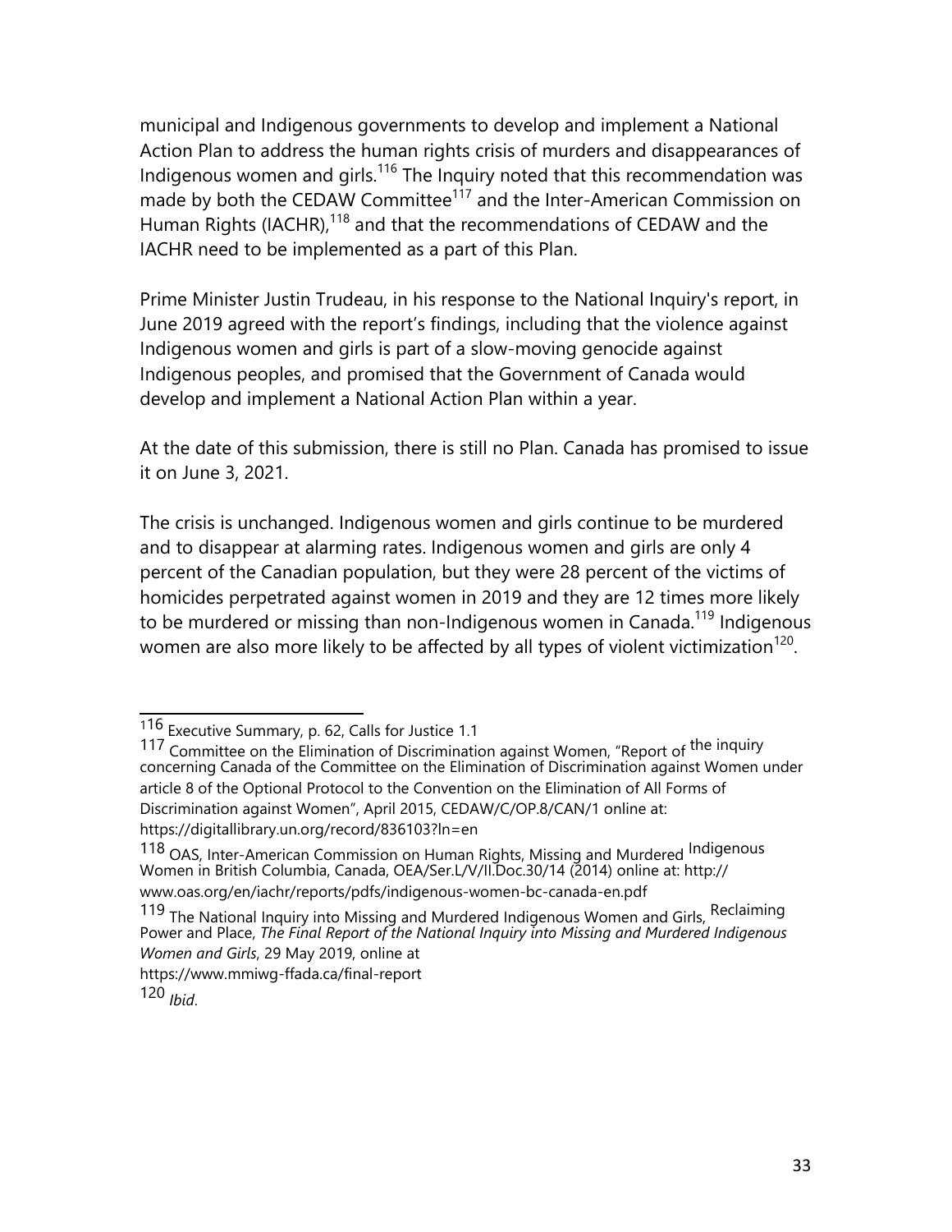municipal and Indigenous governments to develop and implement a National Action Plan to address the human rights crisis of murders and disappearances of Indigenous women and girls.[116] The Inquiry noted that this recommendation was made by both the CEDAW Committee[117] and the Inter-American Commission on Human Rights (IACHR),[118] and that the recommendations of CEDAW and the IACHR need to be implemented as a part of this Plan.

Prime Minister Justin Trudeau, in his response to the National Inquiry's report, in June 2019 agreed with the report's findings, including that the violence against Indigenous women and girls is part of a slow-moving genocide against Indigenous peoples, and promised that the Government of Canada would develop and implement a National Action Plan within a year.

At the date of this submission, there is still no Plan. Canada has promised to issue it on June 3, 2021.

The crisis is unchanged. Indigenous women and girls continue to be murdered and to disappear at alarming rates. Indigenous women and girls are only 4 percent of the Canadian population, but they were 28 percent of the victims of homicides perpetrated against women in 2019 and they are 12 times more likely to be murdered or missing than non-Indigenous women in Canada.[119] Indigenous women are also more likely to be affected by all types of violent victimization[120].

---

116 Executive Summary, p. 62, Calls for Justice 1.1

117 Committee on the Elimination of Discrimination against Women, "Report of the inquiry concerning Canada of the Committee on the Elimination of Discrimination against Women under article 8 of the Optional Protocol to the Convention on the Elimination of All Forms of Discrimination against Women", April 2015, CEDAW/C/OP.8/CAN/1 online at: https://digitallibrary.un.org/record/836103?ln=en

118 OAS, Inter-American Commission on Human Rights, Missing and Murdered Indigenous Women in British Columbia, Canada, OEA/Ser.L/V/II.Doc.30/14 (2014) online at: http://www.oas.org/en/iachr/reports/pdfs/indigenous-women-bc-canada-en.pdf

119 The National Inquiry into Missing and Murdered Indigenous Women and Girls, Reclaiming Power and Place, *The Final Report of the National Inquiry into Missing and Murdered Indigenous Women and Girls*, 29 May 2019, online at https://www.mmiwg-ffada.ca/final-report

120 *Ibid*.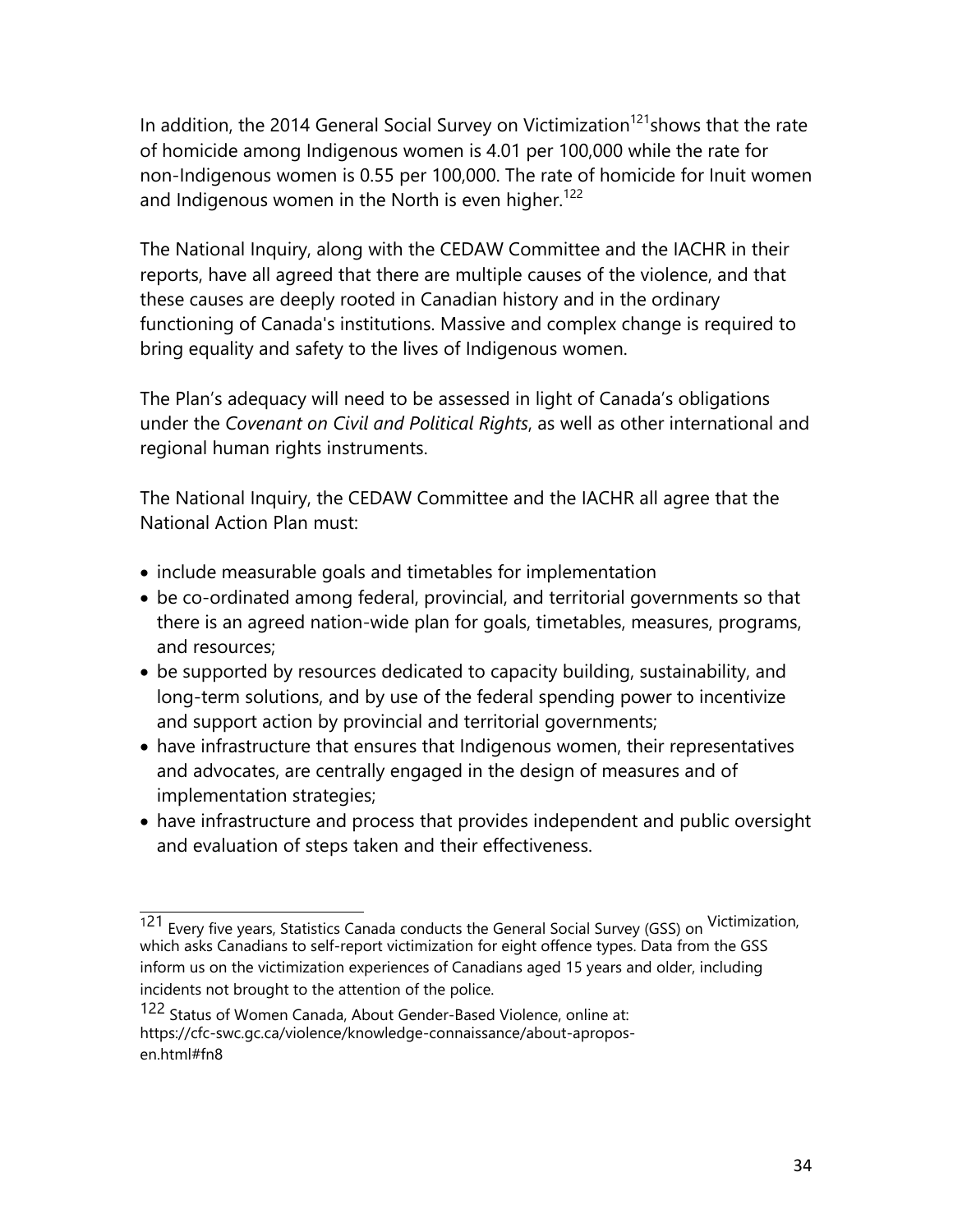In addition, the 2014 General Social Survey on Victimization[121]shows that the rate of homicide among Indigenous women is 4.01 per 100,000 while the rate for non-Indigenous women is 0.55 per 100,000. The rate of homicide for Inuit women and Indigenous women in the North is even higher.[122]

The National Inquiry, along with the CEDAW Committee and the IACHR in their reports, have all agreed that there are multiple causes of the violence, and that these causes are deeply rooted in Canadian history and in the ordinary functioning of Canada's institutions. Massive and complex change is required to bring equality and safety to the lives of Indigenous women.

The Plan's adequacy will need to be assessed in light of Canada's obligations under the *Covenant on Civil and Political Rights*, as well as other international and regional human rights instruments.

The National Inquiry, the CEDAW Committee and the IACHR all agree that the National Action Plan must:

- include measurable goals and timetables for implementation
- be co-ordinated among federal, provincial, and territorial governments so that there is an agreed nation-wide plan for goals, timetables, measures, programs, and resources;
- be supported by resources dedicated to capacity building, sustainability, and long-term solutions, and by use of the federal spending power to incentivize and support action by provincial and territorial governments;
- have infrastructure that ensures that Indigenous women, their representatives and advocates, are centrally engaged in the design of measures and of implementation strategies;
- have infrastructure and process that provides independent and public oversight and evaluation of steps taken and their effectiveness.

---

121 Every five years, Statistics Canada conducts the General Social Survey (GSS) on Victimization, which asks Canadians to self-report victimization for eight offence types. Data from the GSS inform us on the victimization experiences of Canadians aged 15 years and older, including incidents not brought to the attention of the police.

122 Status of Women Canada, About Gender-Based Violence, online at: https://cfc-swc.gc.ca/violence/knowledge-connaissance/about-apropos-en.html#fn8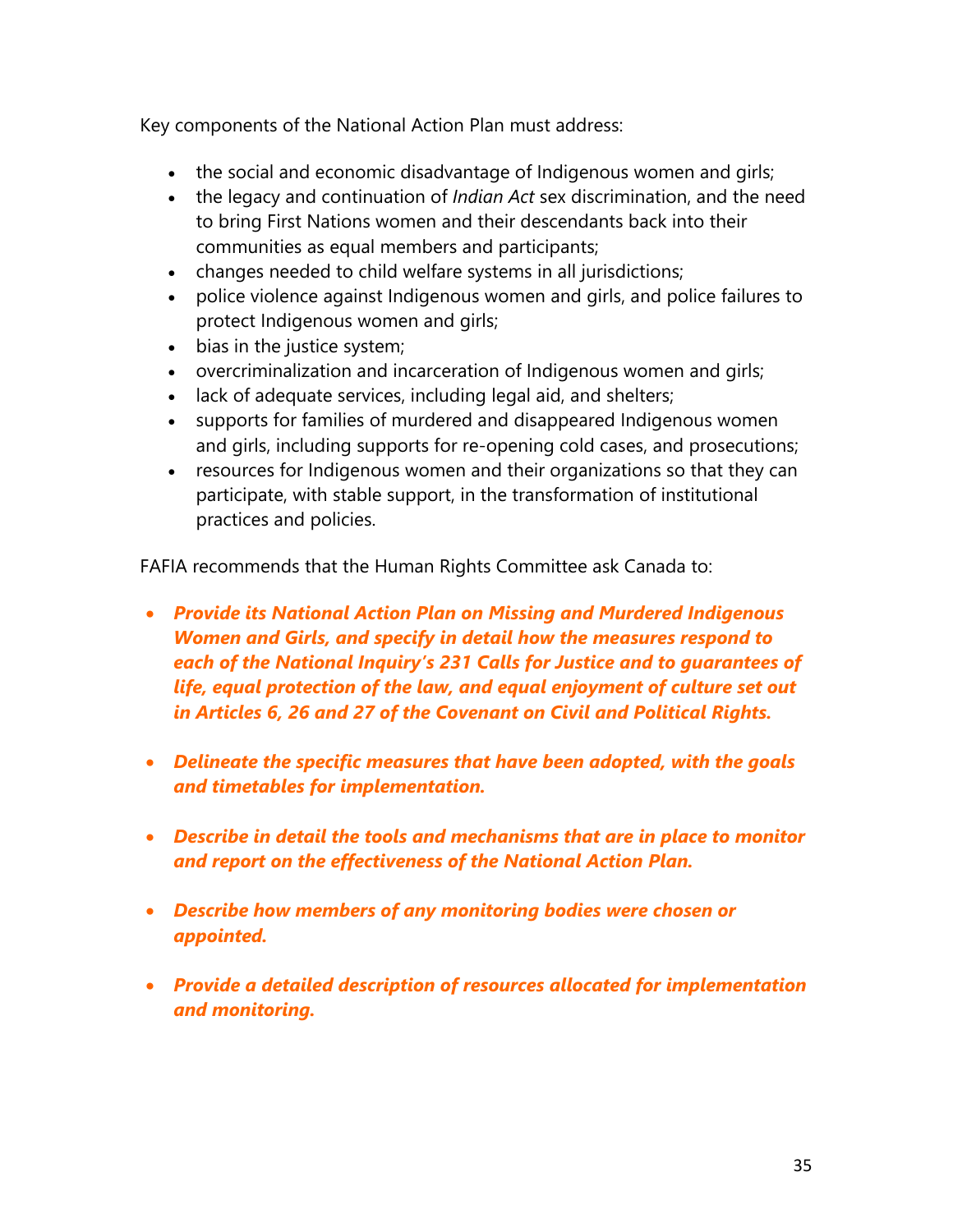Key components of the National Action Plan must address:

- the social and economic disadvantage of Indigenous women and girls;
- the legacy and continuation of *Indian Act* sex discrimination, and the need to bring First Nations women and their descendants back into their communities as equal members and participants;
- changes needed to child welfare systems in all jurisdictions;
- police violence against Indigenous women and girls, and police failures to protect Indigenous women and girls;
- bias in the justice system;
- overcriminalization and incarceration of Indigenous women and girls;
- lack of adequate services, including legal aid, and shelters;
- supports for families of murdered and disappeared Indigenous women and girls, including supports for re-opening cold cases, and prosecutions;
- resources for Indigenous women and their organizations so that they can participate, with stable support, in the transformation of institutional practices and policies.

FAFIA recommends that the Human Rights Committee ask Canada to:

- ***Provide its National Action Plan on Missing and Murdered Indigenous Women and Girls, and specify in detail how the measures respond to each of the National Inquiry's 231 Calls for Justice and to guarantees of life, equal protection of the law, and equal enjoyment of culture set out in Articles 6, 26 and 27 of the Covenant on Civil and Political Rights.***

- ***Delineate the specific measures that have been adopted, with the goals and timetables for implementation.***

- ***Describe in detail the tools and mechanisms that are in place to monitor and report on the effectiveness of the National Action Plan.***

- ***Describe how members of any monitoring bodies were chosen or appointed.***

- ***Provide a detailed description of resources allocated for implementation and monitoring.***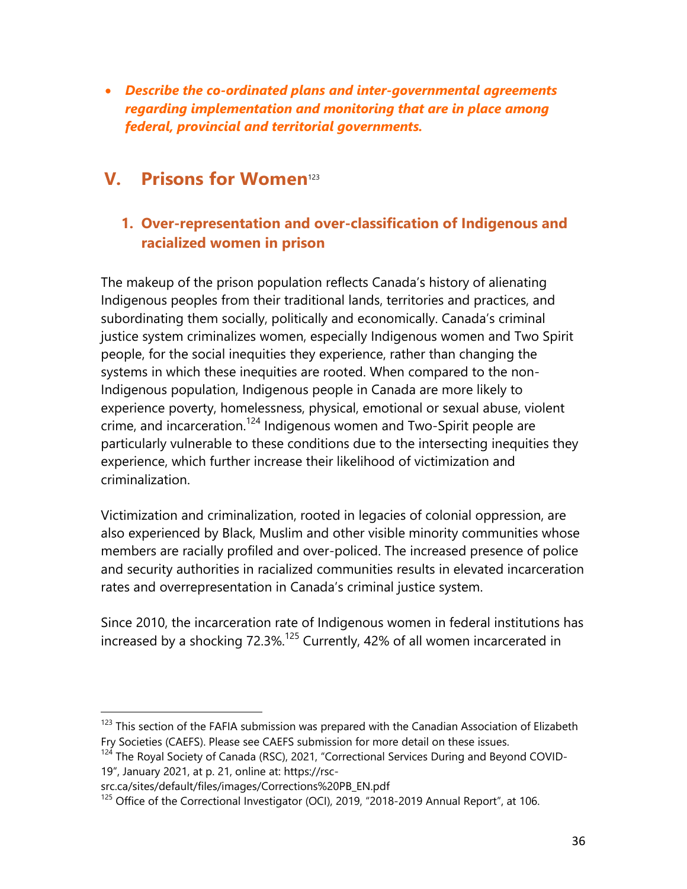- ***Describe the co-ordinated plans and inter-governmental agreements regarding implementation and monitoring that are in place among federal, provincial and territorial governments.***

## V. Prisons for Women[123]

### 1. Over-representation and over-classification of Indigenous and racialized women in prison

The makeup of the prison population reflects Canada's history of alienating Indigenous peoples from their traditional lands, territories and practices, and subordinating them socially, politically and economically. Canada's criminal justice system criminalizes women, especially Indigenous women and Two Spirit people, for the social inequities they experience, rather than changing the systems in which these inequities are rooted. When compared to the non-Indigenous population, Indigenous people in Canada are more likely to experience poverty, homelessness, physical, emotional or sexual abuse, violent crime, and incarceration.[124] Indigenous women and Two-Spirit people are particularly vulnerable to these conditions due to the intersecting inequities they experience, which further increase their likelihood of victimization and criminalization.

Victimization and criminalization, rooted in legacies of colonial oppression, are also experienced by Black, Muslim and other visible minority communities whose members are racially profiled and over-policed. The increased presence of police and security authorities in racialized communities results in elevated incarceration rates and overrepresentation in Canada's criminal justice system.

Since 2010, the incarceration rate of Indigenous women in federal institutions has increased by a shocking 72.3%.[125] Currently, 42% of all women incarcerated in

---

[123] This section of the FAFIA submission was prepared with the Canadian Association of Elizabeth Fry Societies (CAEFS). Please see CAEFS submission for more detail on these issues.

[124] The Royal Society of Canada (RSC), 2021, "Correctional Services During and Beyond COVID-19", January 2021, at p. 21, online at: https://rsc-src.ca/sites/default/files/images/Corrections%20PB_EN.pdf

[125] Office of the Correctional Investigator (OCI), 2019, "2018-2019 Annual Report", at 106.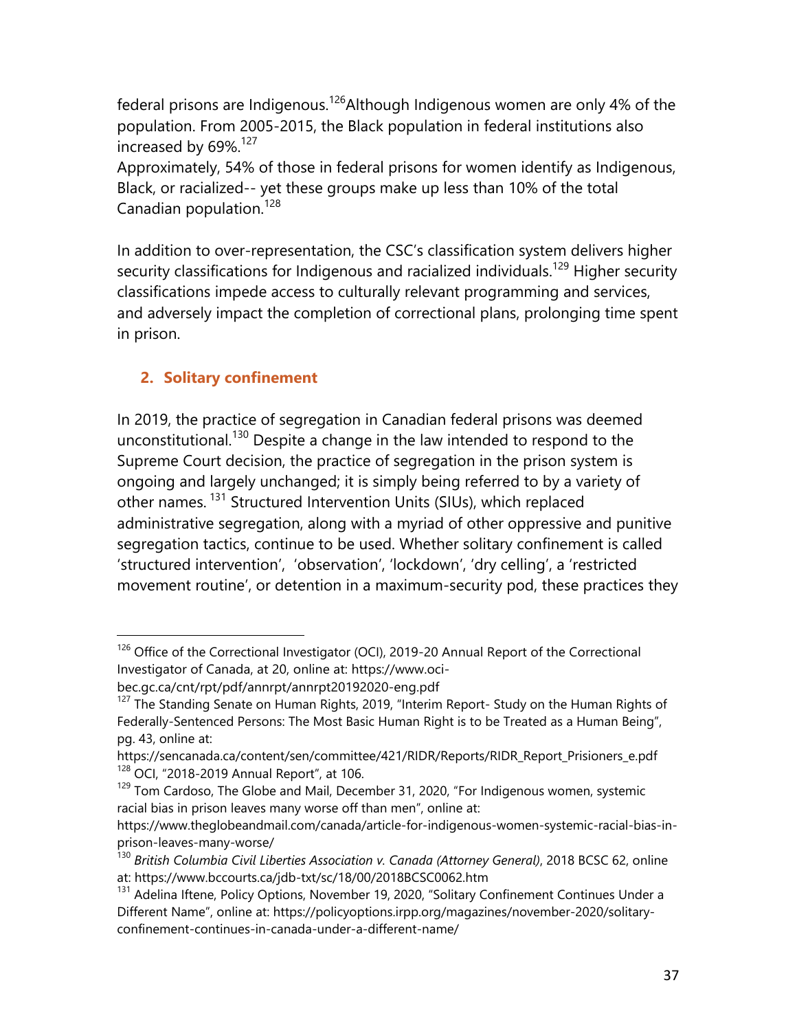federal prisons are Indigenous.[126]Although Indigenous women are only 4% of the population. From 2005-2015, the Black population in federal institutions also increased by 69%.[127]

Approximately, 54% of those in federal prisons for women identify as Indigenous, Black, or racialized-- yet these groups make up less than 10% of the total Canadian population.[128]

In addition to over-representation, the CSC's classification system delivers higher security classifications for Indigenous and racialized individuals.[129] Higher security classifications impede access to culturally relevant programming and services, and adversely impact the completion of correctional plans, prolonging time spent in prison.

## 2. Solitary confinement

In 2019, the practice of segregation in Canadian federal prisons was deemed unconstitutional.[130] Despite a change in the law intended to respond to the Supreme Court decision, the practice of segregation in the prison system is ongoing and largely unchanged; it is simply being referred to by a variety of other names. [131] Structured Intervention Units (SIUs), which replaced administrative segregation, along with a myriad of other oppressive and punitive segregation tactics, continue to be used. Whether solitary confinement is called 'structured intervention', 'observation', 'lockdown', 'dry celling', a 'restricted movement routine', or detention in a maximum-security pod, these practices they

---

[126] Office of the Correctional Investigator (OCI), 2019-20 Annual Report of the Correctional Investigator of Canada, at 20, online at: https://www.oci-bec.gc.ca/cnt/rpt/pdf/annrpt/annrpt20192020-eng.pdf

[127] The Standing Senate on Human Rights, 2019, "Interim Report- Study on the Human Rights of Federally-Sentenced Persons: The Most Basic Human Right is to be Treated as a Human Being", pg. 43, online at: https://sencanada.ca/content/sen/committee/421/RIDR/Reports/RIDR_Report_Prisioners_e.pdf

[128] OCI, "2018-2019 Annual Report", at 106.

[129] Tom Cardoso, The Globe and Mail, December 31, 2020, "For Indigenous women, systemic racial bias in prison leaves many worse off than men", online at: https://www.theglobeandmail.com/canada/article-for-indigenous-women-systemic-racial-bias-in-prison-leaves-many-worse/

[130] *British Columbia Civil Liberties Association v. Canada (Attorney General)*, 2018 BCSC 62, online at: https://www.bccourts.ca/jdb-txt/sc/18/00/2018BCSC0062.htm

[131] Adelina Iftene, Policy Options, November 19, 2020, "Solitary Confinement Continues Under a Different Name", online at: https://policyoptions.irpp.org/magazines/november-2020/solitary-confinement-continues-in-canada-under-a-different-name/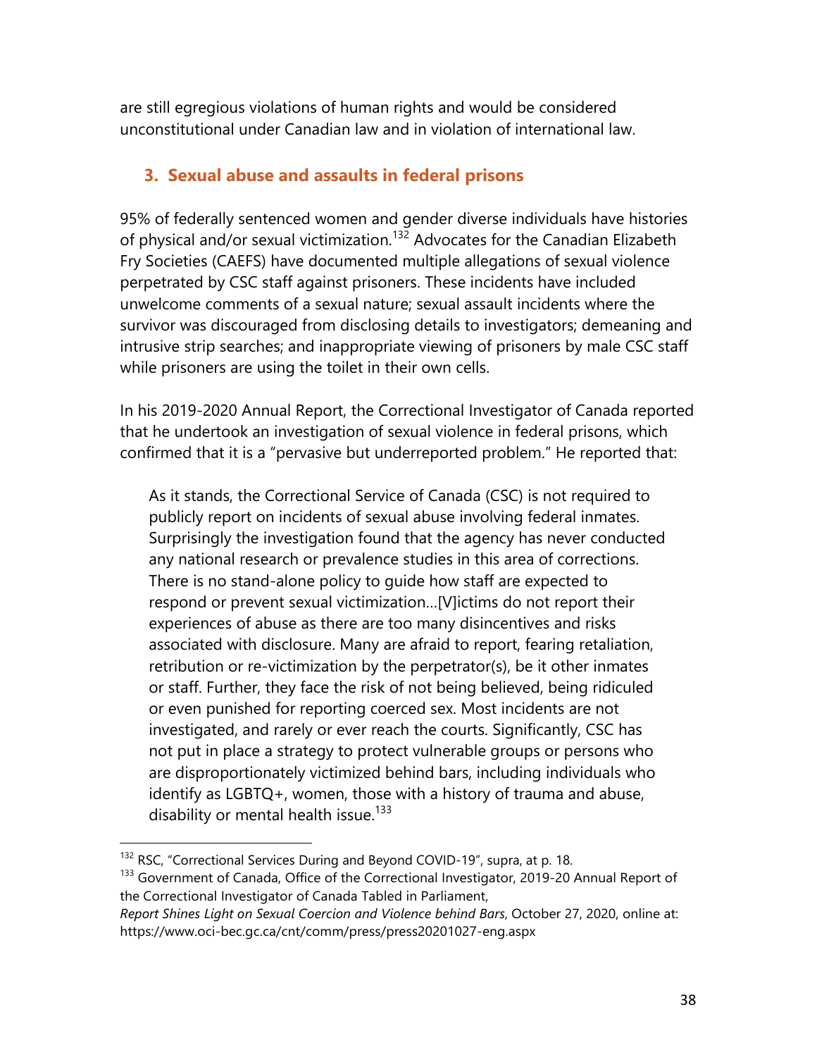are still egregious violations of human rights and would be considered unconstitutional under Canadian law and in violation of international law.

## 3. Sexual abuse and assaults in federal prisons

95% of federally sentenced women and gender diverse individuals have histories of physical and/or sexual victimization.[132] Advocates for the Canadian Elizabeth Fry Societies (CAEFS) have documented multiple allegations of sexual violence perpetrated by CSC staff against prisoners. These incidents have included unwelcome comments of a sexual nature; sexual assault incidents where the survivor was discouraged from disclosing details to investigators; demeaning and intrusive strip searches; and inappropriate viewing of prisoners by male CSC staff while prisoners are using the toilet in their own cells.

In his 2019-2020 Annual Report, the Correctional Investigator of Canada reported that he undertook an investigation of sexual violence in federal prisons, which confirmed that it is a "pervasive but underreported problem." He reported that:

> As it stands, the Correctional Service of Canada (CSC) is not required to publicly report on incidents of sexual abuse involving federal inmates. Surprisingly the investigation found that the agency has never conducted any national research or prevalence studies in this area of corrections. There is no stand-alone policy to guide how staff are expected to respond or prevent sexual victimization…[V]ictims do not report their experiences of abuse as there are too many disincentives and risks associated with disclosure. Many are afraid to report, fearing retaliation, retribution or re-victimization by the perpetrator(s), be it other inmates or staff. Further, they face the risk of not being believed, being ridiculed or even punished for reporting coerced sex. Most incidents are not investigated, and rarely or ever reach the courts. Significantly, CSC has not put in place a strategy to protect vulnerable groups or persons who are disproportionately victimized behind bars, including individuals who identify as LGBTQ+, women, those with a history of trauma and abuse, disability or mental health issue.[133]

---

[132] RSC, "Correctional Services During and Beyond COVID-19", supra, at p. 18.

[133] Government of Canada, Office of the Correctional Investigator, 2019-20 Annual Report of the Correctional Investigator of Canada Tabled in Parliament, *Report Shines Light on Sexual Coercion and Violence behind Bars*, October 27, 2020, online at: https://www.oci-bec.gc.ca/cnt/comm/press/press20201027-eng.aspx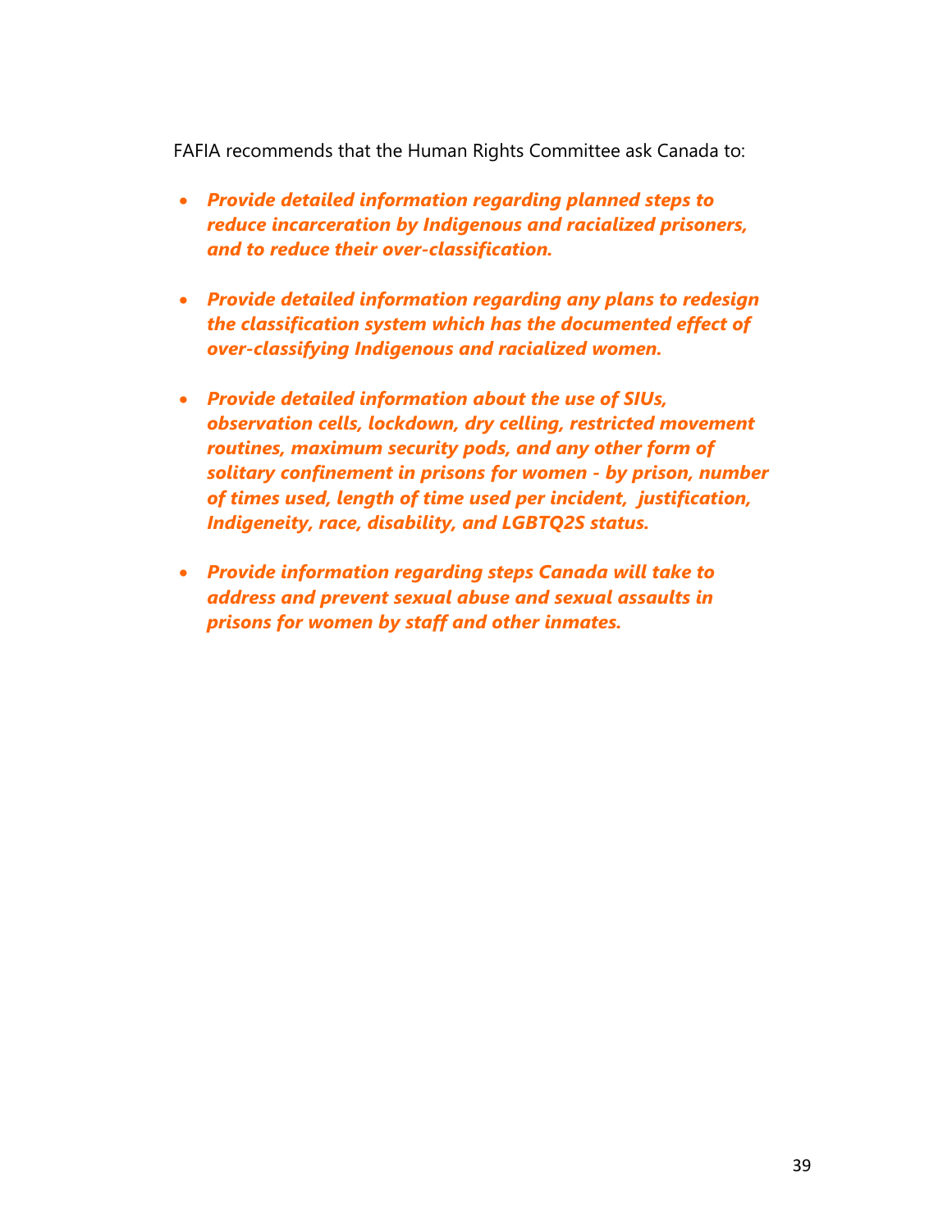FAFIA recommends that the Human Rights Committee ask Canada to:

- ***Provide detailed information regarding planned steps to reduce incarceration by Indigenous and racialized prisoners, and to reduce their over-classification.***

- ***Provide detailed information regarding any plans to redesign the classification system which has the documented effect of over-classifying Indigenous and racialized women.***

- ***Provide detailed information about the use of SIUs, observation cells, lockdown, dry celling, restricted movement routines, maximum security pods, and any other form of solitary confinement in prisons for women - by prison, number of times used, length of time used per incident, justification, Indigeneity, race, disability, and LGBTQ2S status.***

- ***Provide information regarding steps Canada will take to address and prevent sexual abuse and sexual assaults in prisons for women by staff and other inmates.***